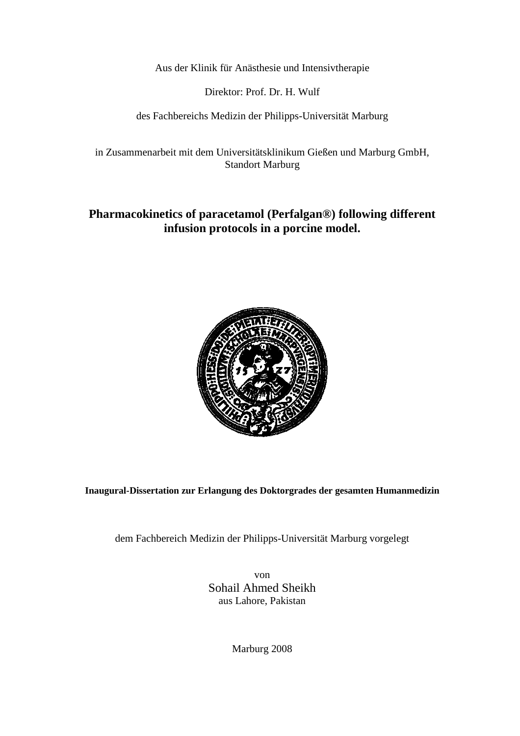Aus der Klinik für Anästhesie und Intensivtherapie

Direktor: Prof. Dr. H. Wulf

des Fachbereichs Medizin der Philipps-Universität Marburg

in Zusammenarbeit mit dem Universitätsklinikum Gießen und Marburg GmbH, Standort Marburg

# Pharmacokinetics of paracetamol (Perfalgan®) following different infusion protocols in a porcine model.

**Inaugural-Dissertation zur Erlangung des Doktorgrades der gesamten Humanmedizin**

dem Fachbereich Medizin der Philipps-Universität Marburg vorgelegt

von

Sohail Ahmed Sheikh

aus Lahore, Pakistan

Marburg 2008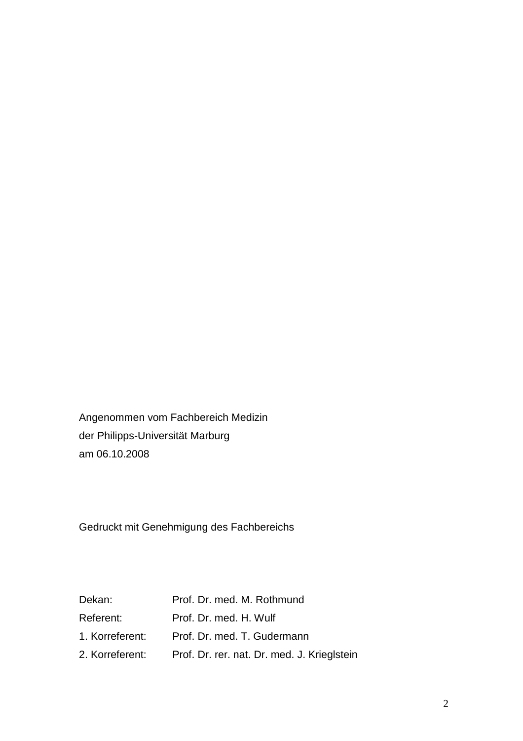Angenommen vom Fachbereich Medizin
der Philipps-Universität Marburg
am 06.10.2008

Gedruckt mit Genehmigung des Fachbereichs

| | |
|---|---|
| Dekan: | Prof. Dr. med. M. Rothmund |
| Referent: | Prof. Dr. med. H. Wulf |
| 1. Korreferent: | Prof. Dr. med. T. Gudermann |
| 2. Korreferent: | Prof. Dr. rer. nat. Dr. med. J. Krieglstein |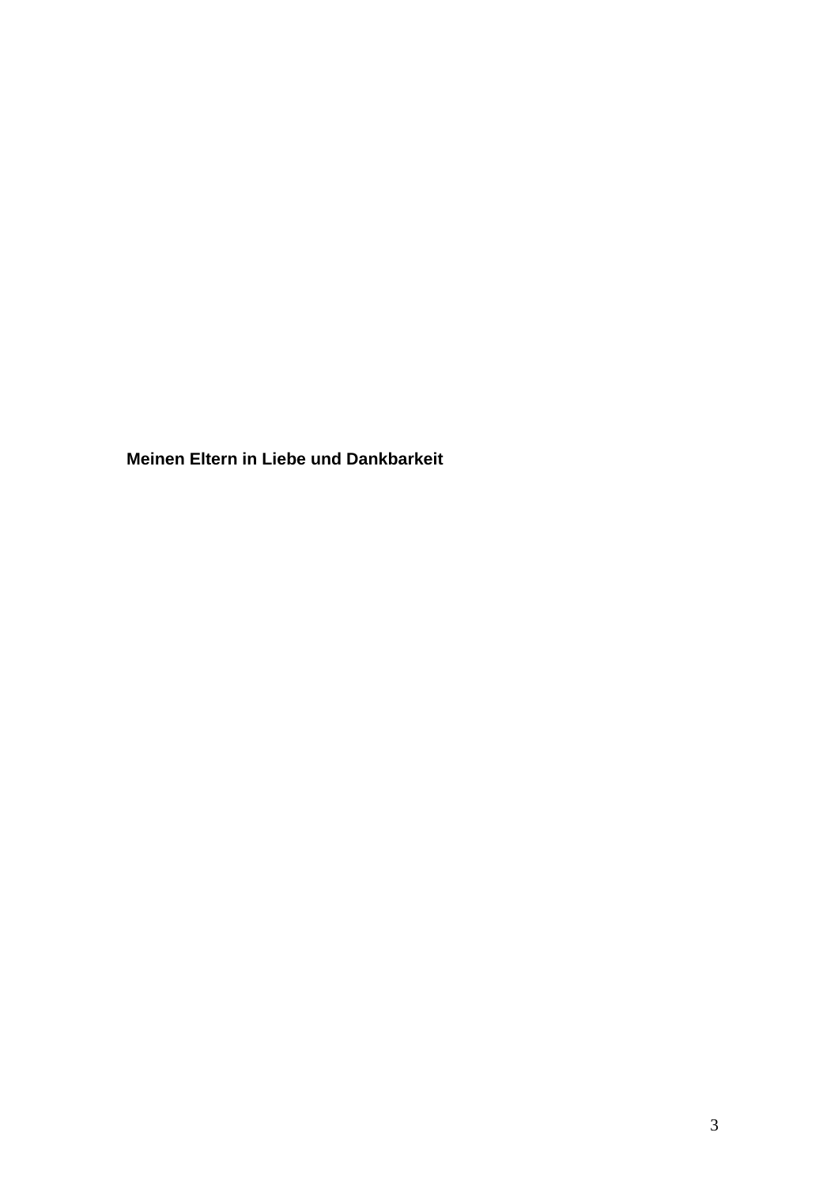**Meinen Eltern in Liebe und Dankbarkeit**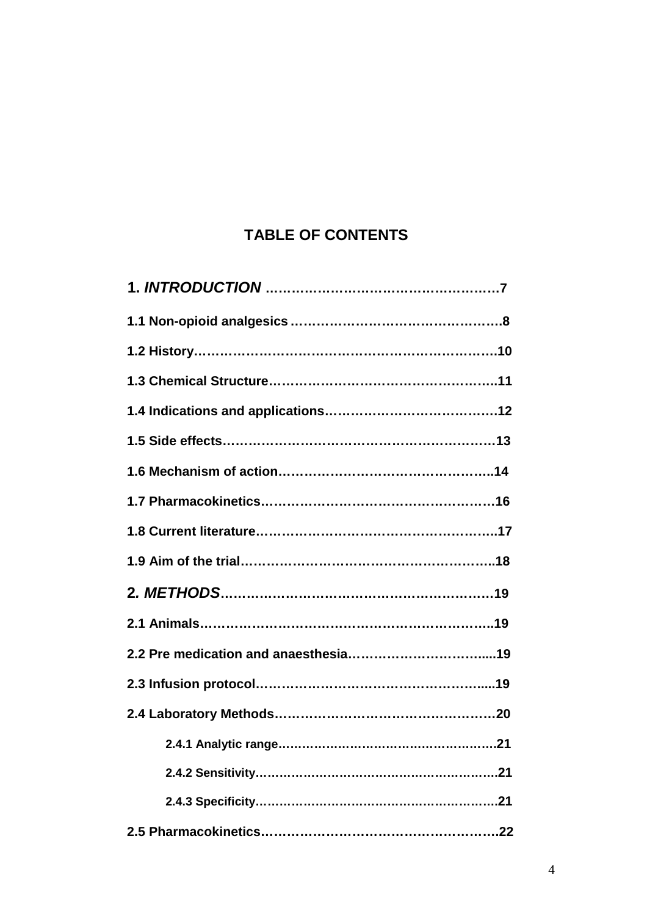## TABLE OF CONTENTS

**1. *INTRODUCTION* ……………………………………………7**

**1.1 Non-opioid analgesics ……………………………………….8**

**1.2 History……………………………………………………….10**

**1.3 Chemical Structure………………………………………..11**

**1.4 Indications and applications…………………………….12**

**1.5 Side effects………………………………………………….13**

**1.6 Mechanism of action…………………………………….14**

**1.7 Pharmacokinetics……………………………………….16**

**1.8 Current literature………………………………………..17**

**1.9 Aim of the trial……………………………………………18**

**2. *METHODS*……………………………………………………19**

**2.1 Animals……………………………………………………19**

**2.2 Pre medication and anaesthesia……………………….....19**

**2.3 Infusion protocol……………………………………….....19**

**2.4 Laboratory Methods……………………………………….20**

- **2.4.1 Analytic range………………………………………….21**
- **2.4.2 Sensitivity………………………………………………21**
- **2.4.3 Specificity………………………………………………21**

**2.5 Pharmacokinetics………………………………………….22**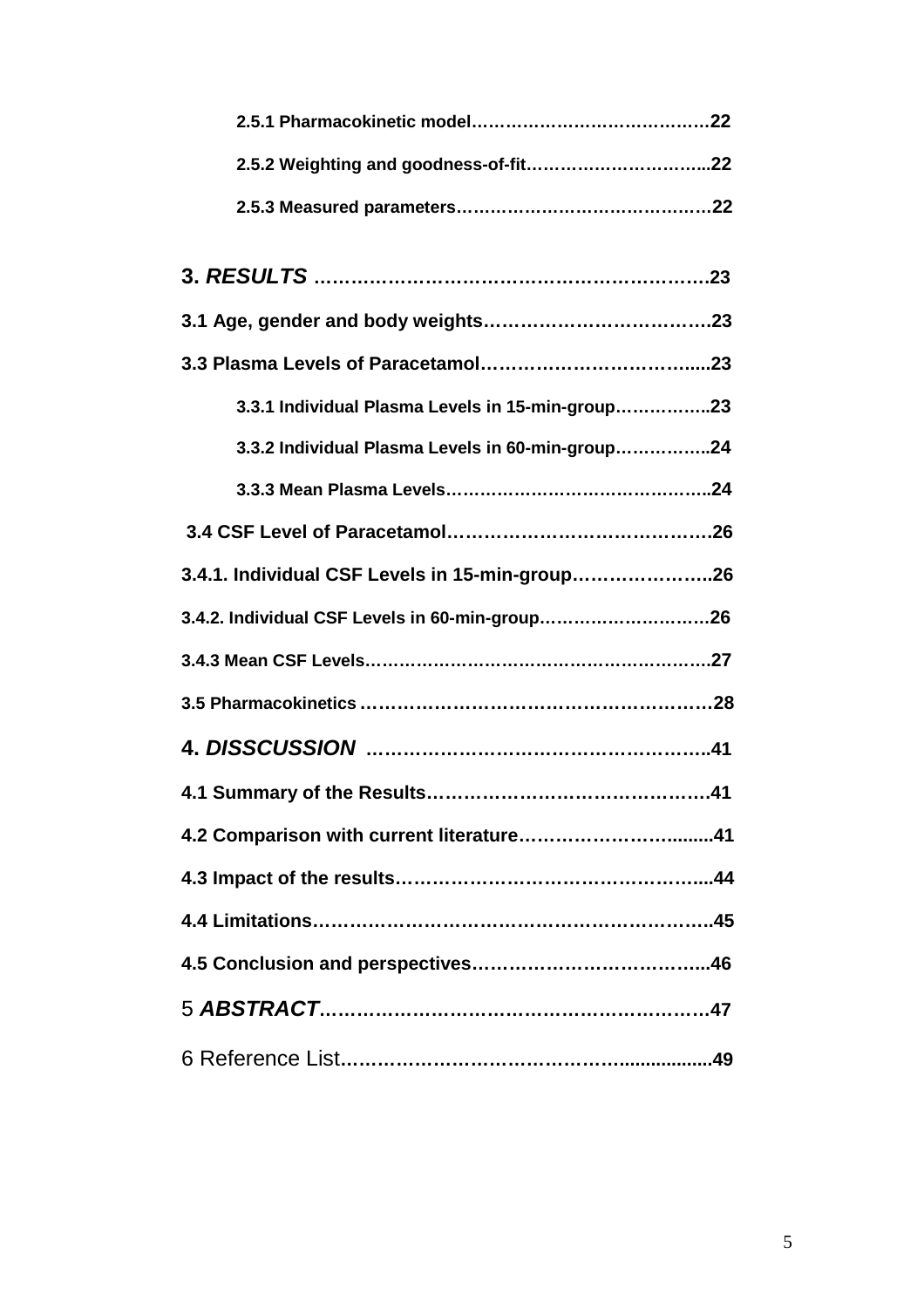**2.5.1 Pharmacokinetic model……………………………………22**

**2.5.2 Weighting and goodness-of-fit…………………………...22**

**2.5.3 Measured parameters………………………………………22**

**3. *RESULTS* ………………………………………………………23**

**3.1 Age, gender and body weights……………………………….23**

**3.3 Plasma Levels of Paracetamol…………………………….....23**

**3.3.1 Individual Plasma Levels in 15-min-group……………..23**

**3.3.2 Individual Plasma Levels in 60-min-group……………..24**

**3.3.3 Mean Plasma Levels………………………………………..24**

**3.4 CSF Level of Paracetamol…………………………………….26**

**3.4.1. Individual CSF Levels in 15-min-group…………………..26**

**3.4.2. Individual CSF Levels in 60-min-group……………………….26**

**3.4.3 Mean CSF Levels…………………………………………………….27**

**3.5 Pharmacokinetics ………………………………………………….28**

**4. *DISSCUSSION* ……………………………………………..41**

**4.1 Summary of the Results……………………………………….41**

**4.2 Comparison with current literature……………………….........41**

**4.3 Impact of the results……………………………………………...44**

**4.4 Limitations………………………………………………………..45**

**4.5 Conclusion and perspectives……………………………….....46**

5 ***ABSTRACT*……………………………………………………….47**

6 Reference List**……………………………………………...............49**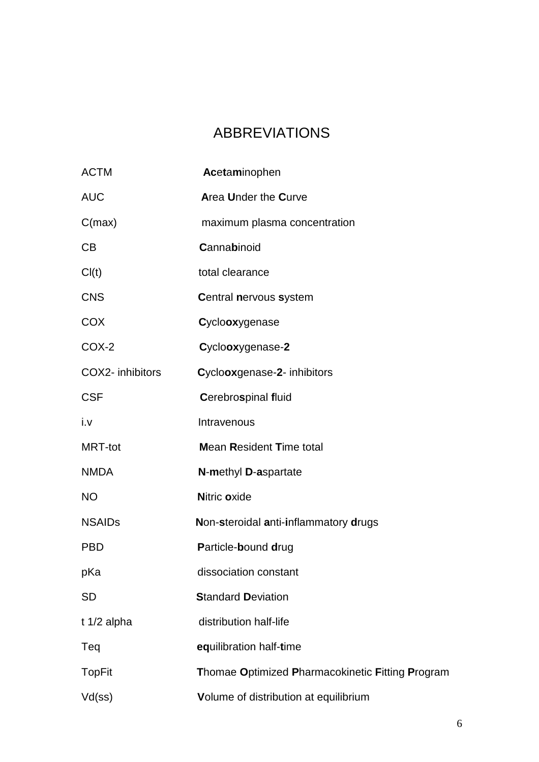# ABBREVIATIONS

| | |
|---|---|
| ACTM | **Ac**e**t**a**m**inophen |
| AUC | **A**rea **U**nder the **C**urve |
| C(max) | maximum plasma concentration |
| CB | **C**anna**b**inoid |
| Cl(t) | total clearance |
| CNS | **C**entral **n**ervous **s**ystem |
| COX | **C**yclo**ox**ygenase |
| COX-2 | **C**yclo**ox**ygenase-**2** |
| COX2- inhibitors | **C**yclo**ox**genase-**2**- inhibitors |
| CSF | **C**erebro**s**pinal **f**luid |
| i.v | Intravenous |
| MRT-tot | **M**ean **R**esident **T**ime total |
| NMDA | **N**-**m**ethyl **D**-**a**spartate |
| NO | **N**itric **o**xide |
| NSAIDs | **N**on-**s**teroidal **a**nti-**i**nflammatory **d**rugs |
| PBD | **P**article-**b**ound **d**rug |
| pKa | dissociation constant |
| SD | **S**tandard **D**eviation |
| t 1/2 alpha | distribution half-life |
| Teq | **eq**uilibration half-**t**ime |
| TopFit | **T**homae **O**ptimized **P**harmacokinetic **F**itting **P**rogram |
| Vd(ss) | **V**olume of distribution at equilibrium |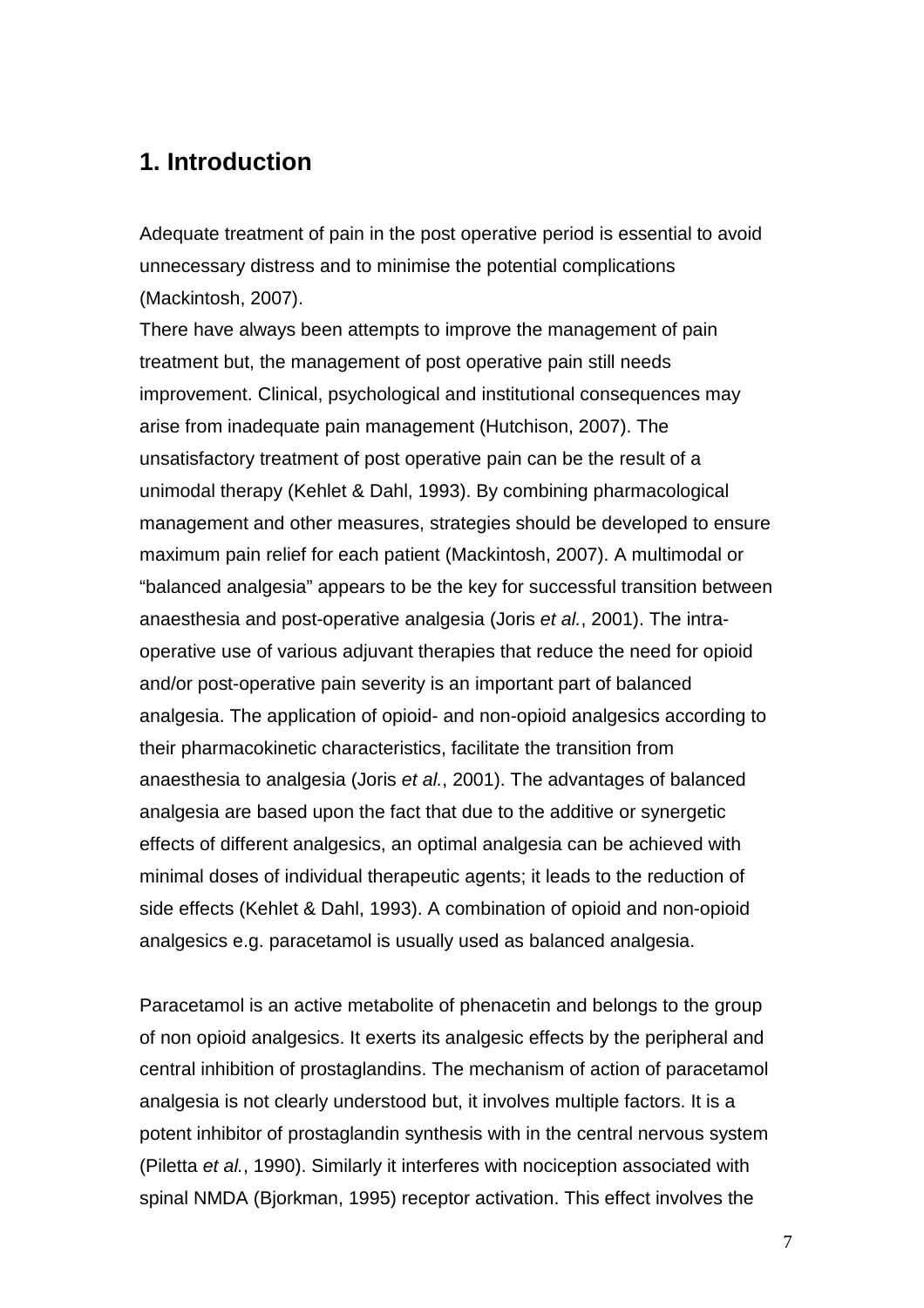## 1. Introduction

Adequate treatment of pain in the post operative period is essential to avoid unnecessary distress and to minimise the potential complications (Mackintosh, 2007).

There have always been attempts to improve the management of pain treatment but, the management of post operative pain still needs improvement. Clinical, psychological and institutional consequences may arise from inadequate pain management (Hutchison, 2007). The unsatisfactory treatment of post operative pain can be the result of a unimodal therapy (Kehlet & Dahl, 1993). By combining pharmacological management and other measures, strategies should be developed to ensure maximum pain relief for each patient (Mackintosh, 2007). A multimodal or "balanced analgesia" appears to be the key for successful transition between anaesthesia and post-operative analgesia (Joris *et al.*, 2001). The intra-operative use of various adjuvant therapies that reduce the need for opioid and/or post-operative pain severity is an important part of balanced analgesia. The application of opioid- and non-opioid analgesics according to their pharmacokinetic characteristics, facilitate the transition from anaesthesia to analgesia (Joris *et al.*, 2001). The advantages of balanced analgesia are based upon the fact that due to the additive or synergetic effects of different analgesics, an optimal analgesia can be achieved with minimal doses of individual therapeutic agents; it leads to the reduction of side effects (Kehlet & Dahl, 1993). A combination of opioid and non-opioid analgesics e.g. paracetamol is usually used as balanced analgesia.

Paracetamol is an active metabolite of phenacetin and belongs to the group of non opioid analgesics. It exerts its analgesic effects by the peripheral and central inhibition of prostaglandins. The mechanism of action of paracetamol analgesia is not clearly understood but, it involves multiple factors. It is a potent inhibitor of prostaglandin synthesis with in the central nervous system (Piletta *et al.*, 1990). Similarly it interferes with nociception associated with spinal NMDA (Bjorkman, 1995) receptor activation. This effect involves the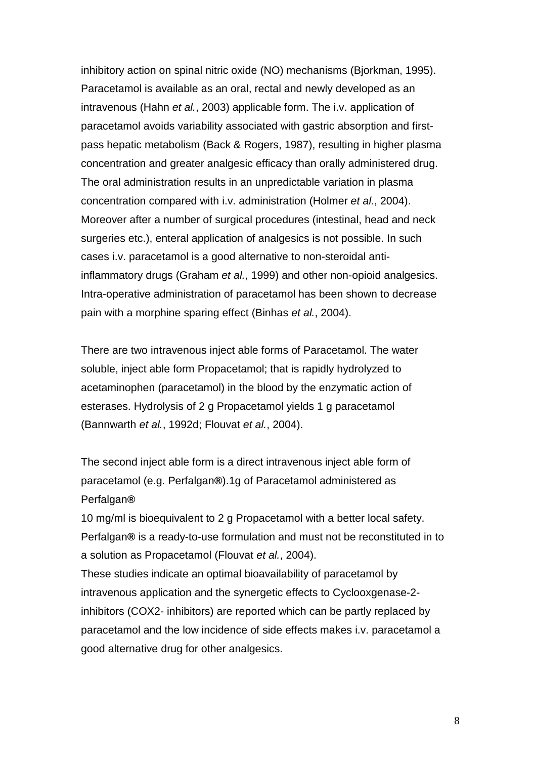inhibitory action on spinal nitric oxide (NO) mechanisms (Bjorkman, 1995). Paracetamol is available as an oral, rectal and newly developed as an intravenous (Hahn *et al.*, 2003) applicable form. The i.v. application of paracetamol avoids variability associated with gastric absorption and first-pass hepatic metabolism (Back & Rogers, 1987), resulting in higher plasma concentration and greater analgesic efficacy than orally administered drug. The oral administration results in an unpredictable variation in plasma concentration compared with i.v. administration (Holmer *et al.*, 2004). Moreover after a number of surgical procedures (intestinal, head and neck surgeries etc.), enteral application of analgesics is not possible. In such cases i.v. paracetamol is a good alternative to non-steroidal anti-inflammatory drugs (Graham *et al.*, 1999) and other non-opioid analgesics. Intra-operative administration of paracetamol has been shown to decrease pain with a morphine sparing effect (Binhas *et al.*, 2004).

There are two intravenous inject able forms of Paracetamol. The water soluble, inject able form Propacetamol; that is rapidly hydrolyzed to acetaminophen (paracetamol) in the blood by the enzymatic action of esterases. Hydrolysis of 2 g Propacetamol yields 1 g paracetamol (Bannwarth *et al.*, 1992d; Flouvat *et al.*, 2004).

The second inject able form is a direct intravenous inject able form of paracetamol (e.g. Perfalgan**®**).1g of Paracetamol administered as Perfalgan**®**
10 mg/ml is bioequivalent to 2 g Propacetamol with a better local safety. Perfalgan**®** is a ready-to-use formulation and must not be reconstituted in to a solution as Propacetamol (Flouvat *et al.*, 2004).
These studies indicate an optimal bioavailability of paracetamol by intravenous application and the synergetic effects to Cyclooxgenase-2-inhibitors (COX2- inhibitors) are reported which can be partly replaced by paracetamol and the low incidence of side effects makes i.v. paracetamol a good alternative drug for other analgesics.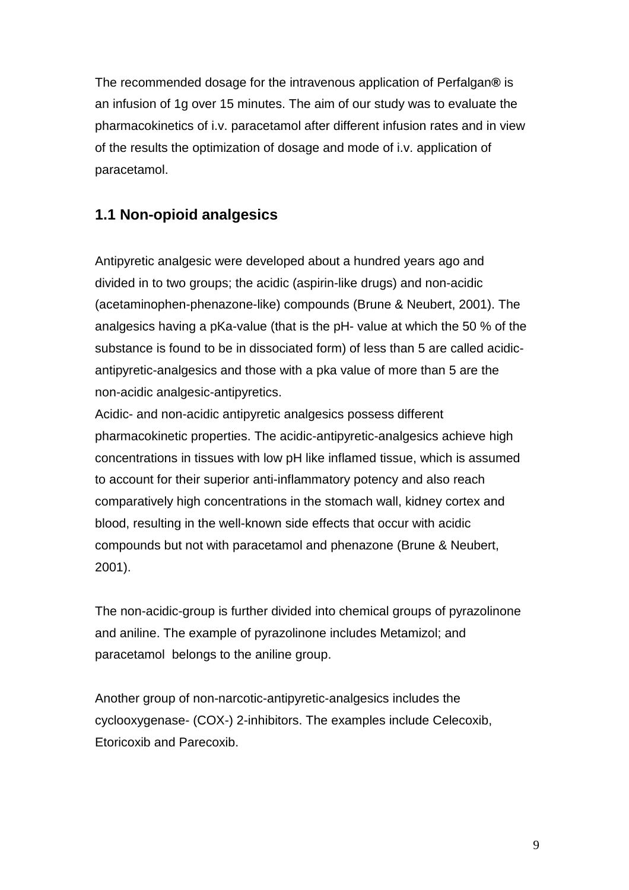The recommended dosage for the intravenous application of Perfalgan**®** is an infusion of 1g over 15 minutes. The aim of our study was to evaluate the pharmacokinetics of i.v. paracetamol after different infusion rates and in view of the results the optimization of dosage and mode of i.v. application of paracetamol.

## 1.1 Non-opioid analgesics

Antipyretic analgesic were developed about a hundred years ago and divided in to two groups; the acidic (aspirin-like drugs) and non-acidic (acetaminophen-phenazone-like) compounds (Brune & Neubert, 2001). The analgesics having a pKa-value (that is the pH- value at which the 50 % of the substance is found to be in dissociated form) of less than 5 are called acidic-antipyretic-analgesics and those with a pka value of more than 5 are the non-acidic analgesic-antipyretics.
Acidic- and non-acidic antipyretic analgesics possess different pharmacokinetic properties. The acidic-antipyretic-analgesics achieve high concentrations in tissues with low pH like inflamed tissue, which is assumed to account for their superior anti-inflammatory potency and also reach comparatively high concentrations in the stomach wall, kidney cortex and blood, resulting in the well-known side effects that occur with acidic compounds but not with paracetamol and phenazone (Brune & Neubert, 2001).

The non-acidic-group is further divided into chemical groups of pyrazolinone and aniline. The example of pyrazolinone includes Metamizol; and paracetamol belongs to the aniline group.

Another group of non-narcotic-antipyretic-analgesics includes the cyclooxygenase- (COX-) 2-inhibitors. The examples include Celecoxib, Etoricoxib and Parecoxib.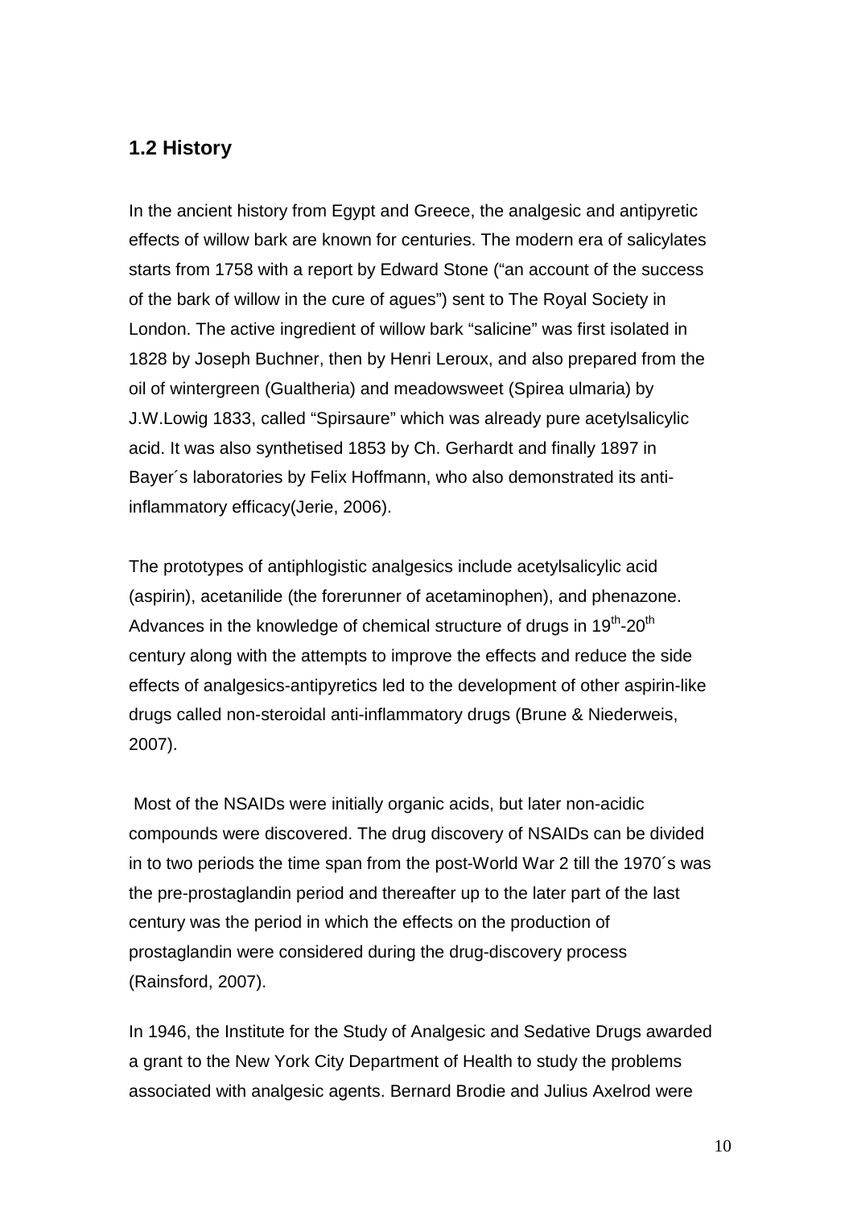## 1.2 History

In the ancient history from Egypt and Greece, the analgesic and antipyretic effects of willow bark are known for centuries. The modern era of salicylates starts from 1758 with a report by Edward Stone ("an account of the success of the bark of willow in the cure of agues") sent to The Royal Society in London. The active ingredient of willow bark "salicine" was first isolated in 1828 by Joseph Buchner, then by Henri Leroux, and also prepared from the oil of wintergreen (Gualtheria) and meadowsweet (Spirea ulmaria) by J.W.Lowig 1833, called "Spirsaure" which was already pure acetylsalicylic acid. It was also synthetised 1853 by Ch. Gerhardt and finally 1897 in Bayer´s laboratories by Felix Hoffmann, who also demonstrated its anti-inflammatory efficacy(Jerie, 2006).

The prototypes of antiphlogistic analgesics include acetylsalicylic acid (aspirin), acetanilide (the forerunner of acetaminophen), and phenazone. Advances in the knowledge of chemical structure of drugs in 19$^{th}$-20$^{th}$ century along with the attempts to improve the effects and reduce the side effects of analgesics-antipyretics led to the development of other aspirin-like drugs called non-steroidal anti-inflammatory drugs (Brune & Niederweis, 2007).

Most of the NSAIDs were initially organic acids, but later non-acidic compounds were discovered. The drug discovery of NSAIDs can be divided in to two periods the time span from the post-World War 2 till the 1970´s was the pre-prostaglandin period and thereafter up to the later part of the last century was the period in which the effects on the production of prostaglandin were considered during the drug-discovery process (Rainsford, 2007).

In 1946, the Institute for the Study of Analgesic and Sedative Drugs awarded a grant to the New York City Department of Health to study the problems associated with analgesic agents. Bernard Brodie and Julius Axelrod were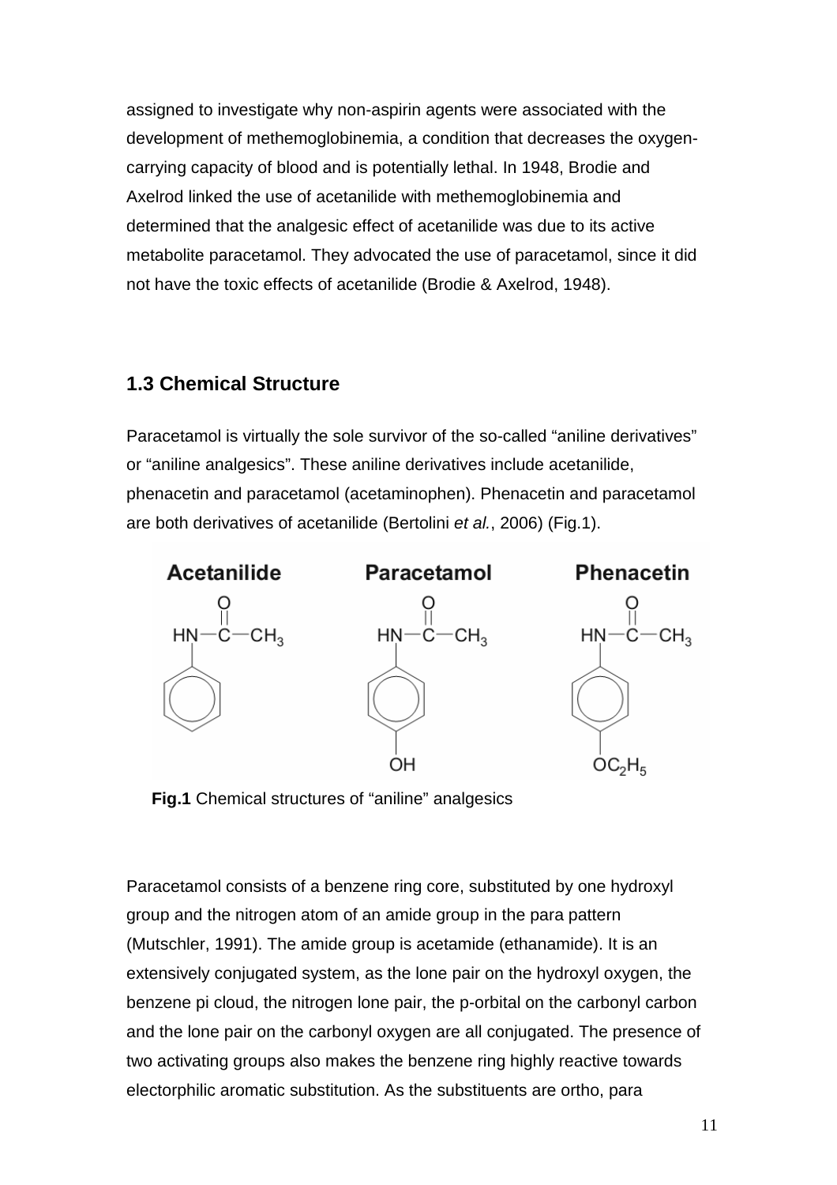assigned to investigate why non-aspirin agents were associated with the development of methemoglobinemia, a condition that decreases the oxygen-carrying capacity of blood and is potentially lethal. In 1948, Brodie and Axelrod linked the use of acetanilide with methemoglobinemia and determined that the analgesic effect of acetanilide was due to its active metabolite paracetamol. They advocated the use of paracetamol, since it did not have the toxic effects of acetanilide (Brodie & Axelrod, 1948).

## 1.3 Chemical Structure

Paracetamol is virtually the sole survivor of the so-called “aniline derivatives” or “aniline analgesics”. These aniline derivatives include acetanilide, phenacetin and paracetamol (acetaminophen). Phenacetin and paracetamol are both derivatives of acetanilide (Bertolini *et al.*, 2006) (Fig.1).

**Fig.1** Chemical structures of “aniline” analgesics

Paracetamol consists of a benzene ring core, substituted by one hydroxyl group and the nitrogen atom of an amide group in the para pattern (Mutschler, 1991). The amide group is acetamide (ethanamide). It is an extensively conjugated system, as the lone pair on the hydroxyl oxygen, the benzene pi cloud, the nitrogen lone pair, the p-orbital on the carbonyl carbon and the lone pair on the carbonyl oxygen are all conjugated. The presence of two activating groups also makes the benzene ring highly reactive towards electorphilic aromatic substitution. As the substituents are ortho, para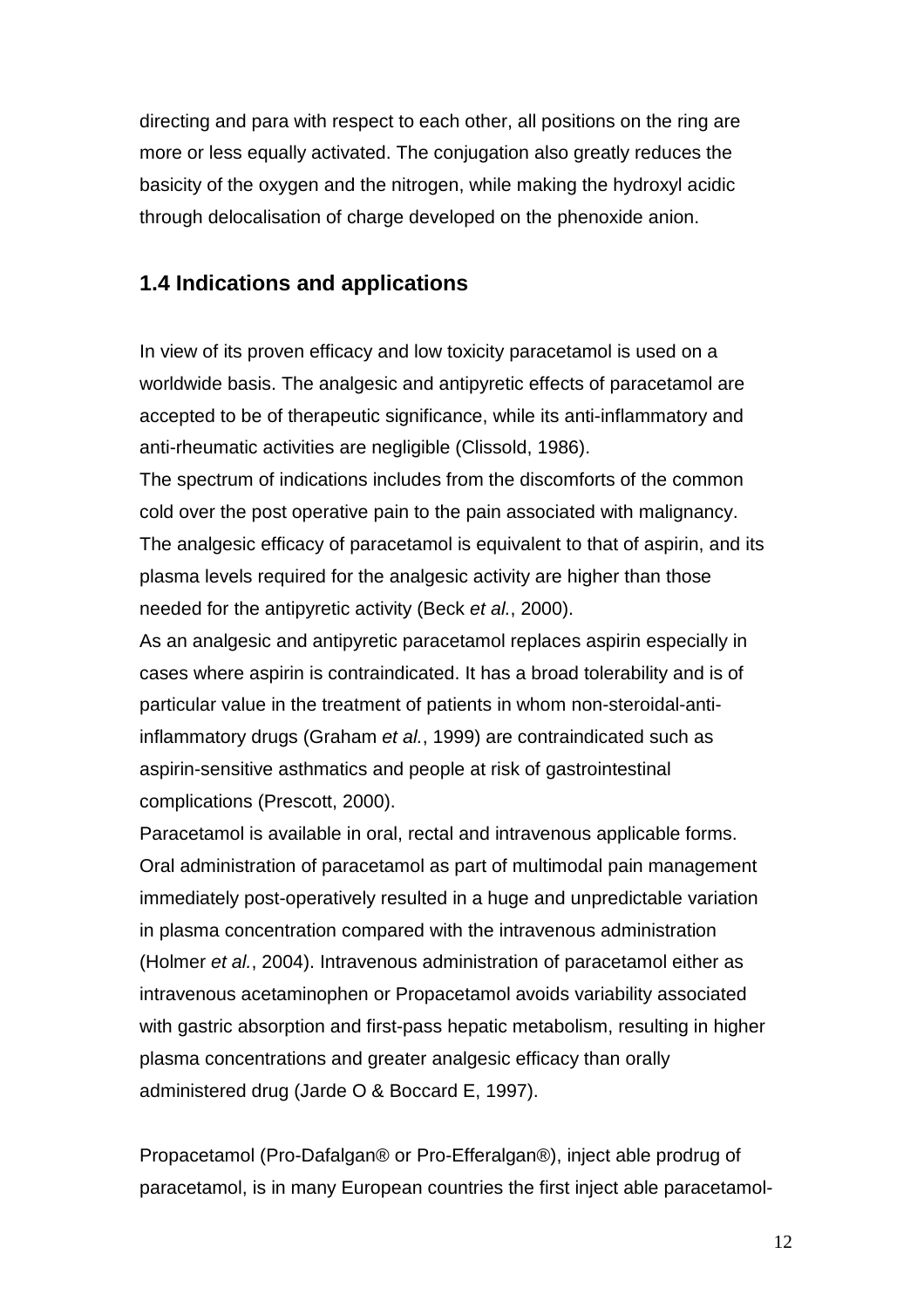directing and para with respect to each other, all positions on the ring are more or less equally activated. The conjugation also greatly reduces the basicity of the oxygen and the nitrogen, while making the hydroxyl acidic through delocalisation of charge developed on the phenoxide anion.

## 1.4 Indications and applications

In view of its proven efficacy and low toxicity paracetamol is used on a worldwide basis. The analgesic and antipyretic effects of paracetamol are accepted to be of therapeutic significance, while its anti-inflammatory and anti-rheumatic activities are negligible (Clissold, 1986).

The spectrum of indications includes from the discomforts of the common cold over the post operative pain to the pain associated with malignancy. The analgesic efficacy of paracetamol is equivalent to that of aspirin, and its plasma levels required for the analgesic activity are higher than those needed for the antipyretic activity (Beck *et al.*, 2000).

As an analgesic and antipyretic paracetamol replaces aspirin especially in cases where aspirin is contraindicated. It has a broad tolerability and is of particular value in the treatment of patients in whom non-steroidal-anti-inflammatory drugs (Graham *et al.*, 1999) are contraindicated such as aspirin-sensitive asthmatics and people at risk of gastrointestinal complications (Prescott, 2000).

Paracetamol is available in oral, rectal and intravenous applicable forms. Oral administration of paracetamol as part of multimodal pain management immediately post-operatively resulted in a huge and unpredictable variation in plasma concentration compared with the intravenous administration (Holmer *et al.*, 2004). Intravenous administration of paracetamol either as intravenous acetaminophen or Propacetamol avoids variability associated with gastric absorption and first-pass hepatic metabolism, resulting in higher plasma concentrations and greater analgesic efficacy than orally administered drug (Jarde O & Boccard E, 1997).

Propacetamol (Pro-Dafalgan® or Pro-Efferalgan®), inject able prodrug of paracetamol, is in many European countries the first inject able paracetamol-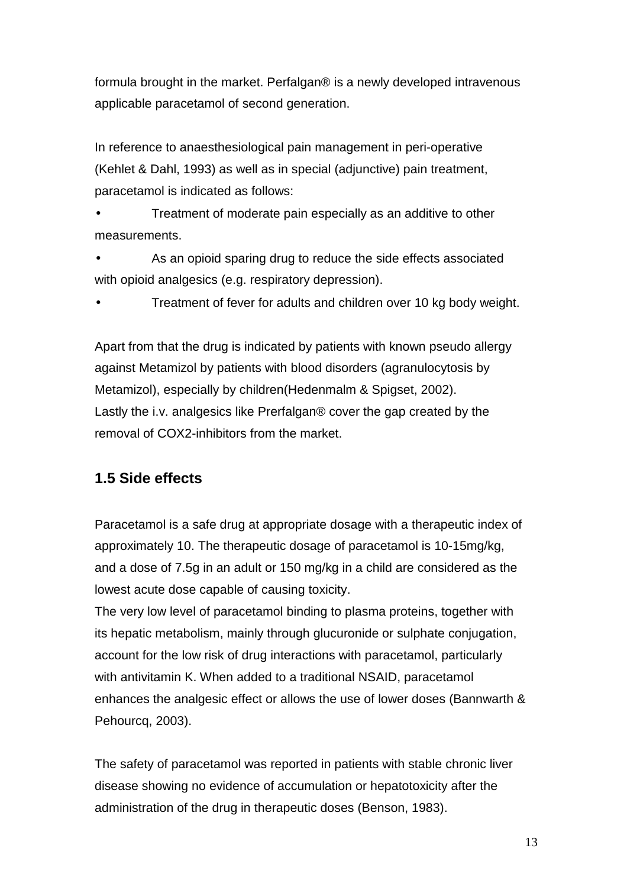formula brought in the market. Perfalgan® is a newly developed intravenous applicable paracetamol of second generation.

In reference to anaesthesiological pain management in peri-operative (Kehlet & Dahl, 1993) as well as in special (adjunctive) pain treatment, paracetamol is indicated as follows:

- Treatment of moderate pain especially as an additive to other measurements.
- As an opioid sparing drug to reduce the side effects associated with opioid analgesics (e.g. respiratory depression).
- Treatment of fever for adults and children over 10 kg body weight.

Apart from that the drug is indicated by patients with known pseudo allergy against Metamizol by patients with blood disorders (agranulocytosis by Metamizol), especially by children(Hedenmalm & Spigset, 2002).
Lastly the i.v. analgesics like Prerfalgan® cover the gap created by the removal of COX2-inhibitors from the market.

## 1.5 Side effects

Paracetamol is a safe drug at appropriate dosage with a therapeutic index of approximately 10. The therapeutic dosage of paracetamol is 10-15mg/kg, and a dose of 7.5g in an adult or 150 mg/kg in a child are considered as the lowest acute dose capable of causing toxicity.
The very low level of paracetamol binding to plasma proteins, together with its hepatic metabolism, mainly through glucuronide or sulphate conjugation, account for the low risk of drug interactions with paracetamol, particularly with antivitamin K. When added to a traditional NSAID, paracetamol enhances the analgesic effect or allows the use of lower doses (Bannwarth & Pehourcq, 2003).

The safety of paracetamol was reported in patients with stable chronic liver disease showing no evidence of accumulation or hepatotoxicity after the administration of the drug in therapeutic doses (Benson, 1983).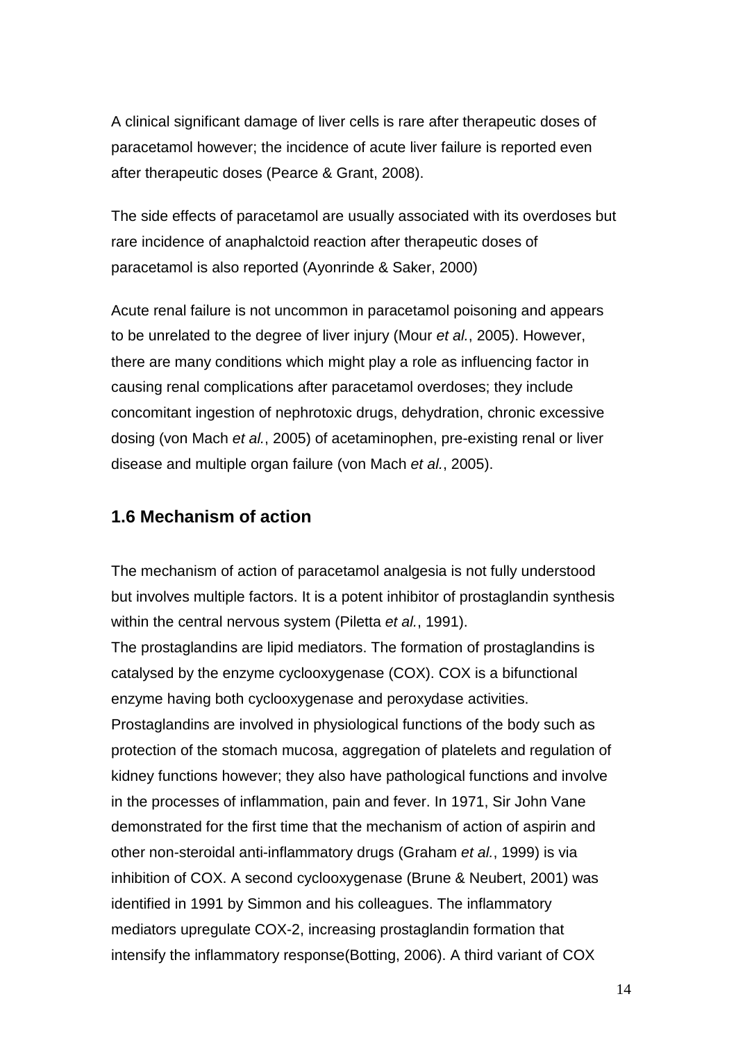A clinical significant damage of liver cells is rare after therapeutic doses of paracetamol however; the incidence of acute liver failure is reported even after therapeutic doses (Pearce & Grant, 2008).

The side effects of paracetamol are usually associated with its overdoses but rare incidence of anaphalctoid reaction after therapeutic doses of paracetamol is also reported (Ayonrinde & Saker, 2000)

Acute renal failure is not uncommon in paracetamol poisoning and appears to be unrelated to the degree of liver injury (Mour *et al.*, 2005). However, there are many conditions which might play a role as influencing factor in causing renal complications after paracetamol overdoses; they include concomitant ingestion of nephrotoxic drugs, dehydration, chronic excessive dosing (von Mach *et al.*, 2005) of acetaminophen, pre-existing renal or liver disease and multiple organ failure (von Mach *et al.*, 2005).

## 1.6 Mechanism of action

The mechanism of action of paracetamol analgesia is not fully understood but involves multiple factors. It is a potent inhibitor of prostaglandin synthesis within the central nervous system (Piletta *et al.*, 1991).
The prostaglandins are lipid mediators. The formation of prostaglandins is catalysed by the enzyme cyclooxygenase (COX). COX is a bifunctional enzyme having both cyclooxygenase and peroxydase activities. Prostaglandins are involved in physiological functions of the body such as protection of the stomach mucosa, aggregation of platelets and regulation of kidney functions however; they also have pathological functions and involve in the processes of inflammation, pain and fever. In 1971, Sir John Vane demonstrated for the first time that the mechanism of action of aspirin and other non-steroidal anti-inflammatory drugs (Graham *et al.*, 1999) is via inhibition of COX. A second cyclooxygenase (Brune & Neubert, 2001) was identified in 1991 by Simmon and his colleagues. The inflammatory mediators upregulate COX-2, increasing prostaglandin formation that intensify the inflammatory response(Botting, 2006). A third variant of COX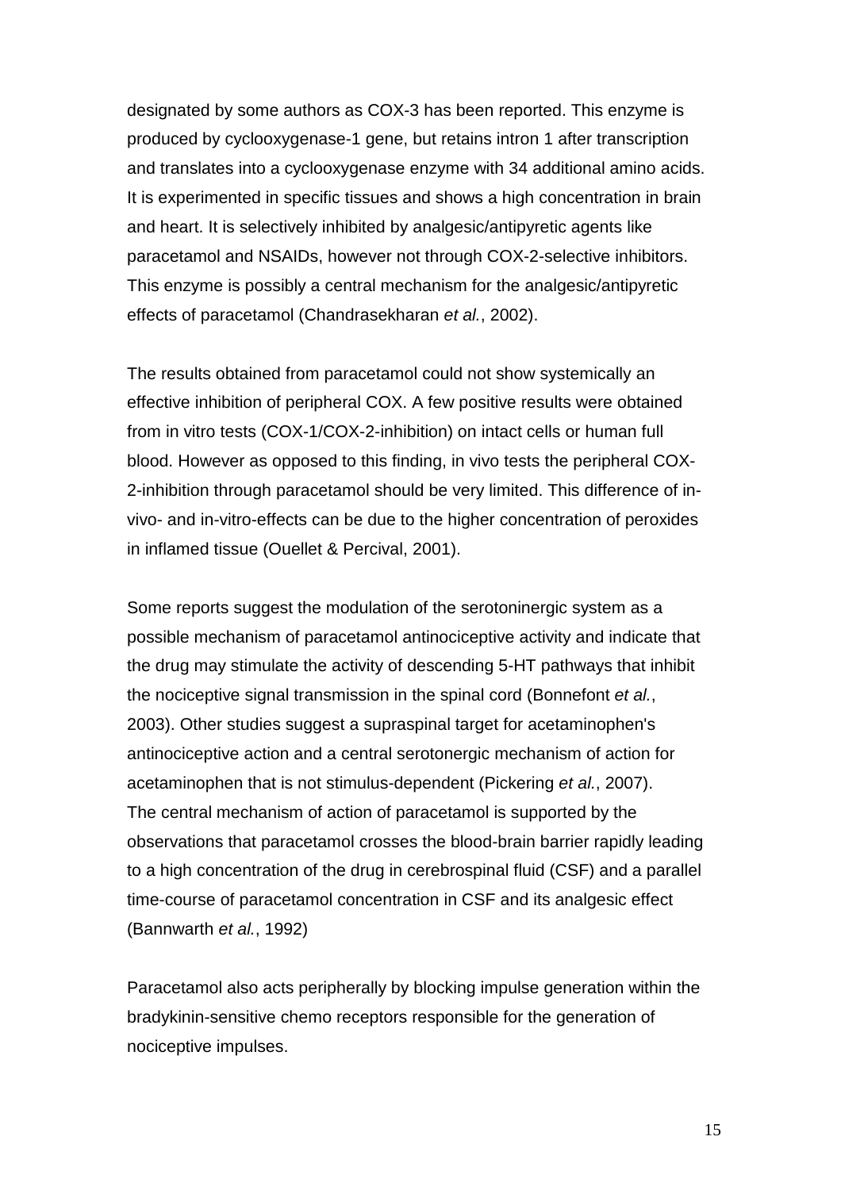designated by some authors as COX-3 has been reported. This enzyme is produced by cyclooxygenase-1 gene, but retains intron 1 after transcription and translates into a cyclooxygenase enzyme with 34 additional amino acids. It is experimented in specific tissues and shows a high concentration in brain and heart. It is selectively inhibited by analgesic/antipyretic agents like paracetamol and NSAIDs, however not through COX-2-selective inhibitors. This enzyme is possibly a central mechanism for the analgesic/antipyretic effects of paracetamol (Chandrasekharan *et al.*, 2002).

The results obtained from paracetamol could not show systemically an effective inhibition of peripheral COX. A few positive results were obtained from in vitro tests (COX-1/COX-2-inhibition) on intact cells or human full blood. However as opposed to this finding, in vivo tests the peripheral COX-2-inhibition through paracetamol should be very limited. This difference of in-vivo- and in-vitro-effects can be due to the higher concentration of peroxides in inflamed tissue (Ouellet & Percival, 2001).

Some reports suggest the modulation of the serotoninergic system as a possible mechanism of paracetamol antinociceptive activity and indicate that the drug may stimulate the activity of descending 5-HT pathways that inhibit the nociceptive signal transmission in the spinal cord (Bonnefont *et al.*, 2003). Other studies suggest a supraspinal target for acetaminophen's antinociceptive action and a central serotonergic mechanism of action for acetaminophen that is not stimulus-dependent (Pickering *et al.*, 2007). The central mechanism of action of paracetamol is supported by the observations that paracetamol crosses the blood-brain barrier rapidly leading to a high concentration of the drug in cerebrospinal fluid (CSF) and a parallel time-course of paracetamol concentration in CSF and its analgesic effect (Bannwarth *et al.*, 1992)

Paracetamol also acts peripherally by blocking impulse generation within the bradykinin-sensitive chemo receptors responsible for the generation of nociceptive impulses.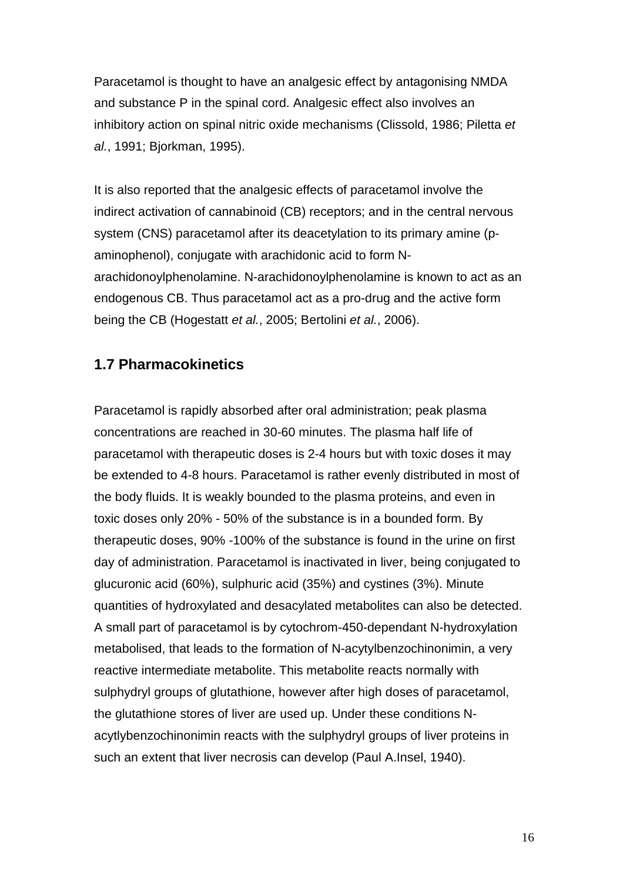Paracetamol is thought to have an analgesic effect by antagonising NMDA and substance P in the spinal cord. Analgesic effect also involves an inhibitory action on spinal nitric oxide mechanisms (Clissold, 1986; Piletta *et al.*, 1991; Bjorkman, 1995).

It is also reported that the analgesic effects of paracetamol involve the indirect activation of cannabinoid (CB) receptors; and in the central nervous system (CNS) paracetamol after its deacetylation to its primary amine (p-aminophenol), conjugate with arachidonic acid to form N-arachidonoylphenolamine. N-arachidonoylphenolamine is known to act as an endogenous CB. Thus paracetamol act as a pro-drug and the active form being the CB (Hogestatt *et al.*, 2005; Bertolini *et al.*, 2006).

## 1.7 Pharmacokinetics

Paracetamol is rapidly absorbed after oral administration; peak plasma concentrations are reached in 30-60 minutes. The plasma half life of paracetamol with therapeutic doses is 2-4 hours but with toxic doses it may be extended to 4-8 hours. Paracetamol is rather evenly distributed in most of the body fluids. It is weakly bounded to the plasma proteins, and even in toxic doses only 20% - 50% of the substance is in a bounded form. By therapeutic doses, 90% -100% of the substance is found in the urine on first day of administration. Paracetamol is inactivated in liver, being conjugated to glucuronic acid (60%), sulphuric acid (35%) and cystines (3%). Minute quantities of hydroxylated and desacylated metabolites can also be detected. A small part of paracetamol is by cytochrom-450-dependant N-hydroxylation metabolised, that leads to the formation of N-acytylbenzochinonimin, a very reactive intermediate metabolite. This metabolite reacts normally with sulphydryl groups of glutathione, however after high doses of paracetamol, the glutathione stores of liver are used up. Under these conditions N-acytlybenzochinonimin reacts with the sulphydryl groups of liver proteins in such an extent that liver necrosis can develop (Paul A.Insel, 1940).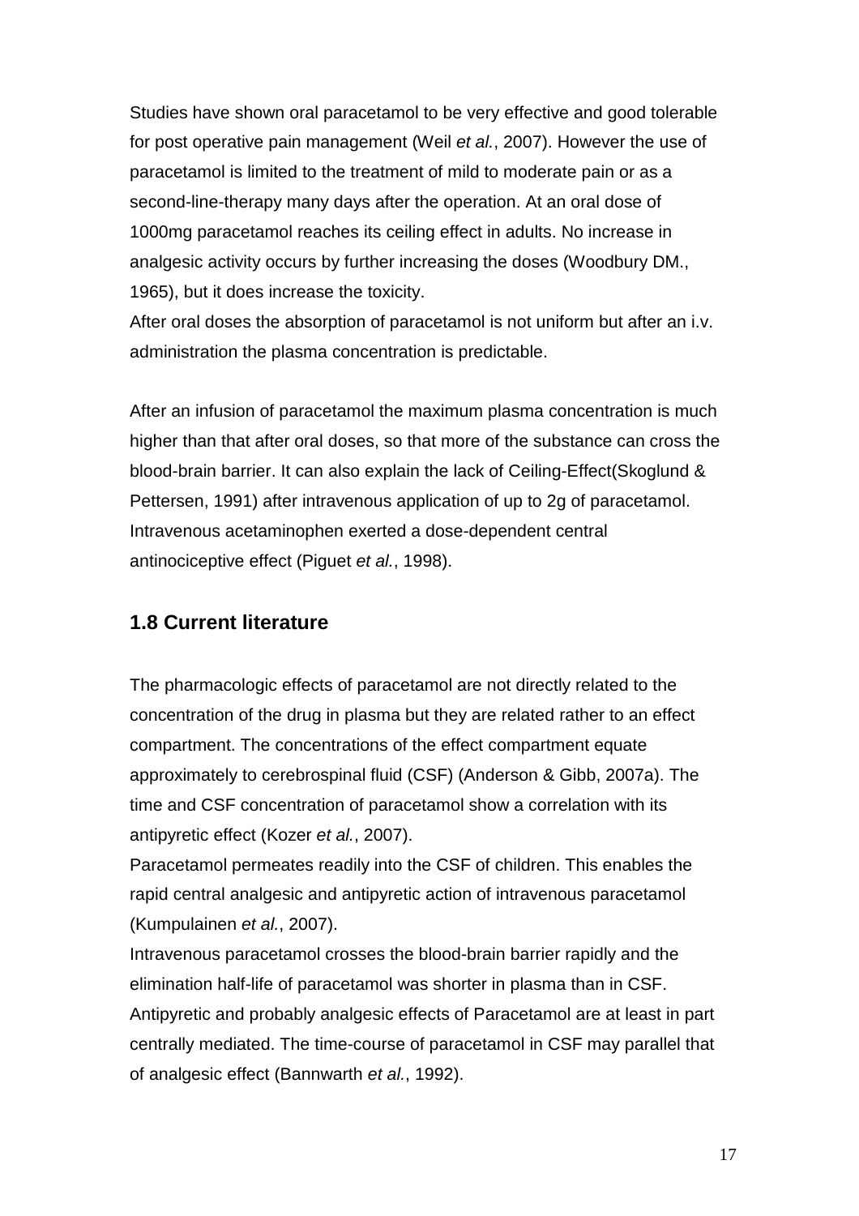Studies have shown oral paracetamol to be very effective and good tolerable for post operative pain management (Weil *et al.*, 2007). However the use of paracetamol is limited to the treatment of mild to moderate pain or as a second-line-therapy many days after the operation. At an oral dose of 1000mg paracetamol reaches its ceiling effect in adults. No increase in analgesic activity occurs by further increasing the doses (Woodbury DM., 1965), but it does increase the toxicity.
After oral doses the absorption of paracetamol is not uniform but after an i.v. administration the plasma concentration is predictable.

After an infusion of paracetamol the maximum plasma concentration is much higher than that after oral doses, so that more of the substance can cross the blood-brain barrier. It can also explain the lack of Ceiling-Effect(Skoglund & Pettersen, 1991) after intravenous application of up to 2g of paracetamol. Intravenous acetaminophen exerted a dose-dependent central antinociceptive effect (Piguet *et al.*, 1998).

## 1.8 Current literature

The pharmacologic effects of paracetamol are not directly related to the concentration of the drug in plasma but they are related rather to an effect compartment. The concentrations of the effect compartment equate approximately to cerebrospinal fluid (CSF) (Anderson & Gibb, 2007a). The time and CSF concentration of paracetamol show a correlation with its antipyretic effect (Kozer *et al.*, 2007).
Paracetamol permeates readily into the CSF of children. This enables the rapid central analgesic and antipyretic action of intravenous paracetamol (Kumpulainen *et al.*, 2007).
Intravenous paracetamol crosses the blood-brain barrier rapidly and the elimination half-life of paracetamol was shorter in plasma than in CSF. Antipyretic and probably analgesic effects of Paracetamol are at least in part centrally mediated. The time-course of paracetamol in CSF may parallel that of analgesic effect (Bannwarth *et al.*, 1992).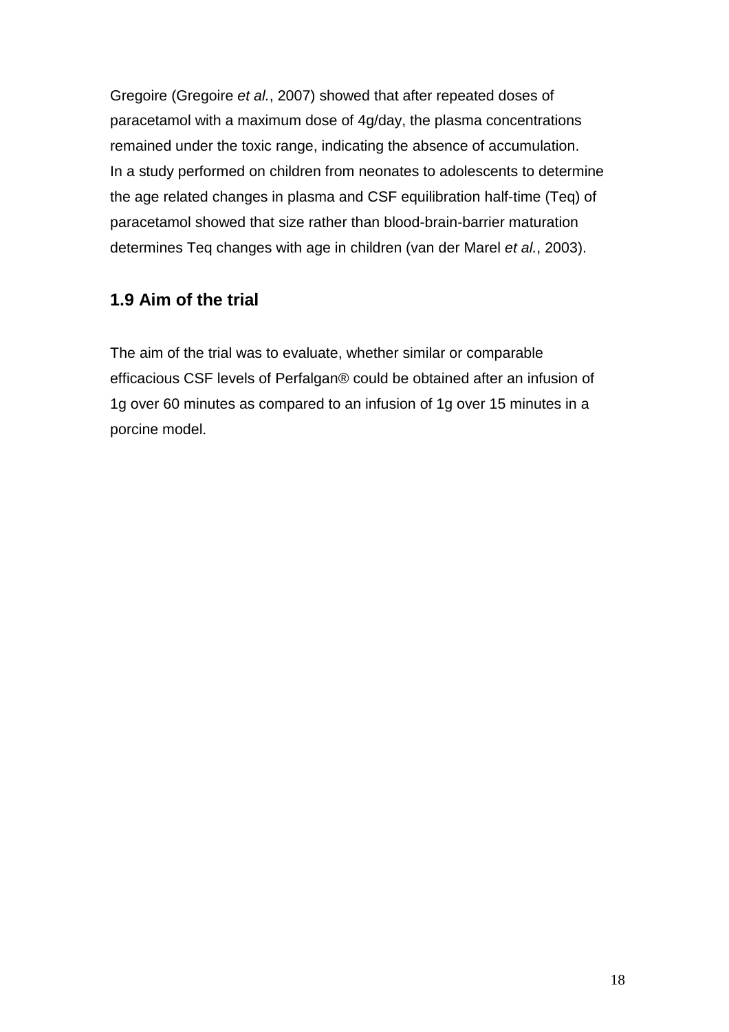Gregoire (Gregoire *et al.*, 2007) showed that after repeated doses of paracetamol with a maximum dose of 4g/day, the plasma concentrations remained under the toxic range, indicating the absence of accumulation. In a study performed on children from neonates to adolescents to determine the age related changes in plasma and CSF equilibration half-time (Teq) of paracetamol showed that size rather than blood-brain-barrier maturation determines Teq changes with age in children (van der Marel *et al.*, 2003).

## 1.9 Aim of the trial

The aim of the trial was to evaluate, whether similar or comparable efficacious CSF levels of Perfalgan® could be obtained after an infusion of 1g over 60 minutes as compared to an infusion of 1g over 15 minutes in a porcine model.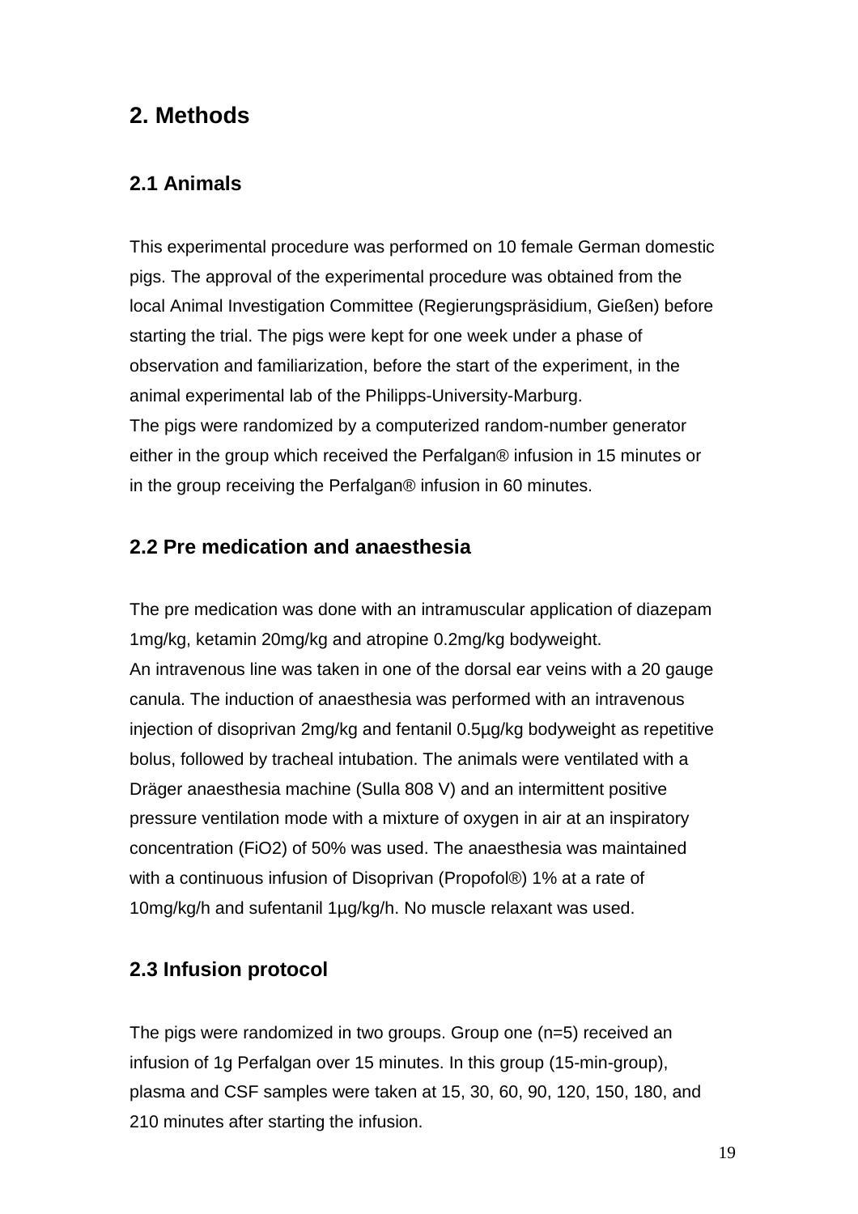## 2. Methods

### 2.1 Animals

This experimental procedure was performed on 10 female German domestic pigs. The approval of the experimental procedure was obtained from the local Animal Investigation Committee (Regierungspräsidium, Gießen) before starting the trial. The pigs were kept for one week under a phase of observation and familiarization, before the start of the experiment, in the animal experimental lab of the Philipps-University-Marburg.
The pigs were randomized by a computerized random-number generator either in the group which received the Perfalgan® infusion in 15 minutes or in the group receiving the Perfalgan® infusion in 60 minutes.

### 2.2 Pre medication and anaesthesia

The pre medication was done with an intramuscular application of diazepam 1mg/kg, ketamin 20mg/kg and atropine 0.2mg/kg bodyweight.
An intravenous line was taken in one of the dorsal ear veins with a 20 gauge canula. The induction of anaesthesia was performed with an intravenous injection of disoprivan 2mg/kg and fentanil 0.5µg/kg bodyweight as repetitive bolus, followed by tracheal intubation. The animals were ventilated with a Dräger anaesthesia machine (Sulla 808 V) and an intermittent positive pressure ventilation mode with a mixture of oxygen in air at an inspiratory concentration ($FiO_2$) of 50% was used. The anaesthesia was maintained with a continuous infusion of Disoprivan (Propofol®) 1% at a rate of 10mg/kg/h and sufentanil 1µg/kg/h. No muscle relaxant was used.

### 2.3 Infusion protocol

The pigs were randomized in two groups. Group one (n=5) received an infusion of 1g Perfalgan over 15 minutes. In this group (15-min-group), plasma and CSF samples were taken at 15, 30, 60, 90, 120, 150, 180, and 210 minutes after starting the infusion.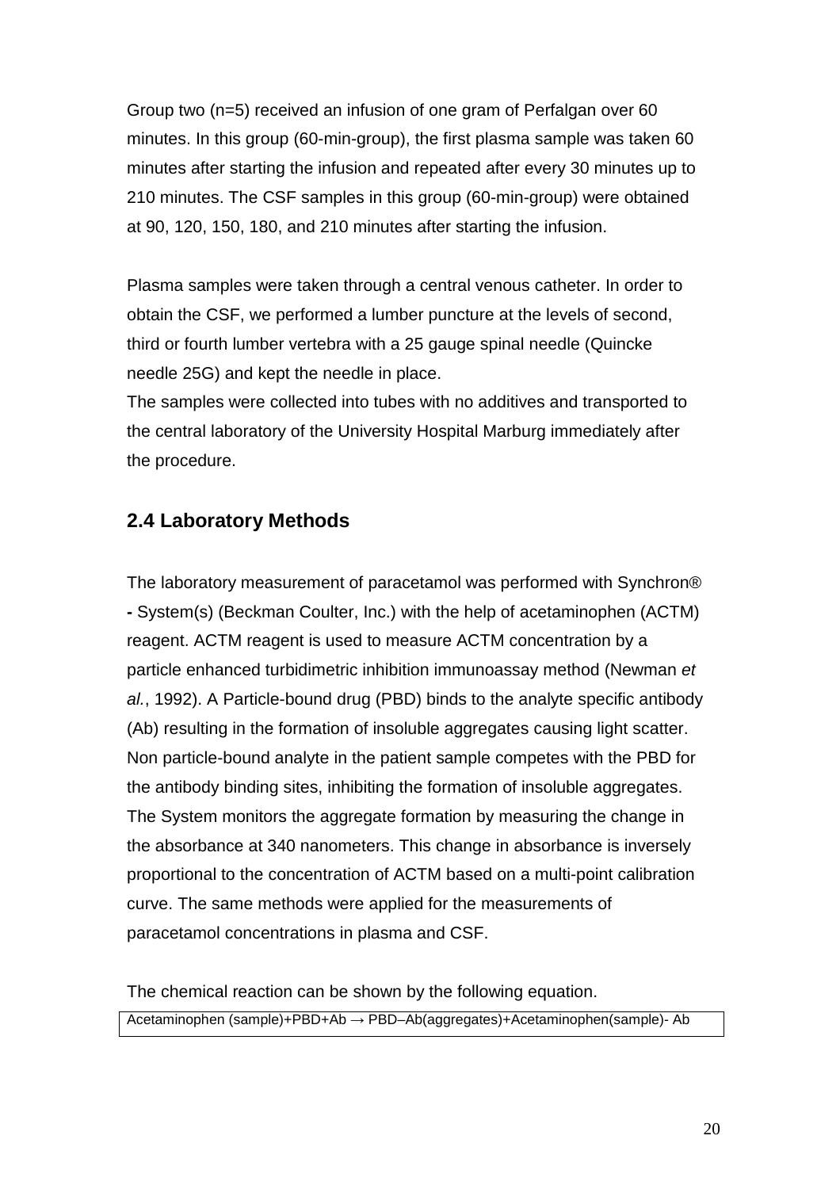Group two (n=5) received an infusion of one gram of Perfalgan over 60 minutes. In this group (60-min-group), the first plasma sample was taken 60 minutes after starting the infusion and repeated after every 30 minutes up to 210 minutes. The CSF samples in this group (60-min-group) were obtained at 90, 120, 150, 180, and 210 minutes after starting the infusion.

Plasma samples were taken through a central venous catheter. In order to obtain the CSF, we performed a lumber puncture at the levels of second, third or fourth lumber vertebra with a 25 gauge spinal needle (Quincke needle 25G) and kept the needle in place.
The samples were collected into tubes with no additives and transported to the central laboratory of the University Hospital Marburg immediately after the procedure.

## 2.4 Laboratory Methods

The laboratory measurement of paracetamol was performed with Synchron® **-** System(s) (Beckman Coulter, Inc.) with the help of acetaminophen (ACTM) reagent. ACTM reagent is used to measure ACTM concentration by a particle enhanced turbidimetric inhibition immunoassay method (Newman *et al.*, 1992). A Particle-bound drug (PBD) binds to the analyte specific antibody (Ab) resulting in the formation of insoluble aggregates causing light scatter. Non particle-bound analyte in the patient sample competes with the PBD for the antibody binding sites, inhibiting the formation of insoluble aggregates. The System monitors the aggregate formation by measuring the change in the absorbance at 340 nanometers. This change in absorbance is inversely proportional to the concentration of ACTM based on a multi-point calibration curve. The same methods were applied for the measurements of paracetamol concentrations in plasma and CSF.

The chemical reaction can be shown by the following equation.

| Acetaminophen (sample)+PBD+Ab → PBD–Ab(aggregates)+Acetaminophen(sample)- Ab |
|---|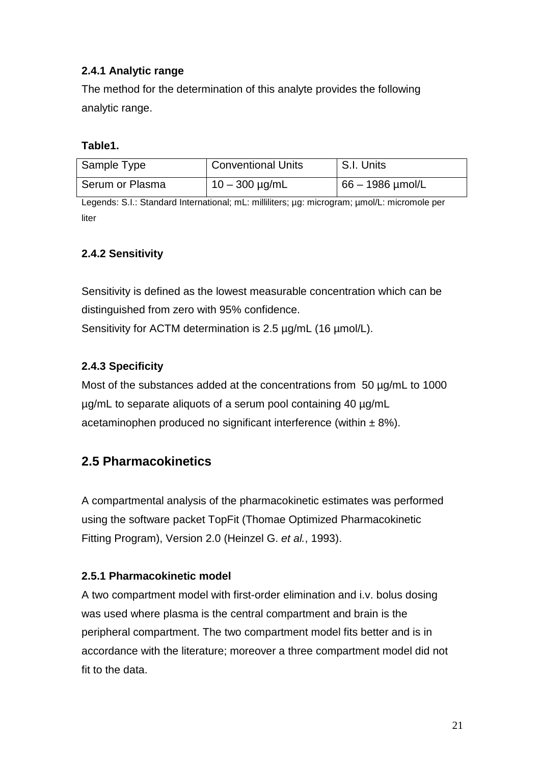### 2.4.1 Analytic range

The method for the determination of this analyte provides the following analytic range.

**Table1.**

| Sample Type | Conventional Units | S.I. Units |
| --- | --- | --- |
| Serum or Plasma | 10 – 300 µg/mL | 66 – 1986 µmol/L |

Legends: S.I.: Standard International; mL: milliliters; µg: microgram; µmol/L: micromole per liter

### 2.4.2 Sensitivity

Sensitivity is defined as the lowest measurable concentration which can be distinguished from zero with 95% confidence.
Sensitivity for ACTM determination is 2.5 µg/mL (16 µmol/L).

### 2.4.3 Specificity

Most of the substances added at the concentrations from 50 µg/mL to 1000 µg/mL to separate aliquots of a serum pool containing 40 µg/mL acetaminophen produced no significant interference (within ± 8%).

## 2.5 Pharmacokinetics

A compartmental analysis of the pharmacokinetic estimates was performed using the software packet TopFit (Thomae Optimized Pharmacokinetic Fitting Program), Version 2.0 (Heinzel G. *et al.*, 1993).

### 2.5.1 Pharmacokinetic model

A two compartment model with first-order elimination and i.v. bolus dosing was used where plasma is the central compartment and brain is the peripheral compartment. The two compartment model fits better and is in accordance with the literature; moreover a three compartment model did not fit to the data.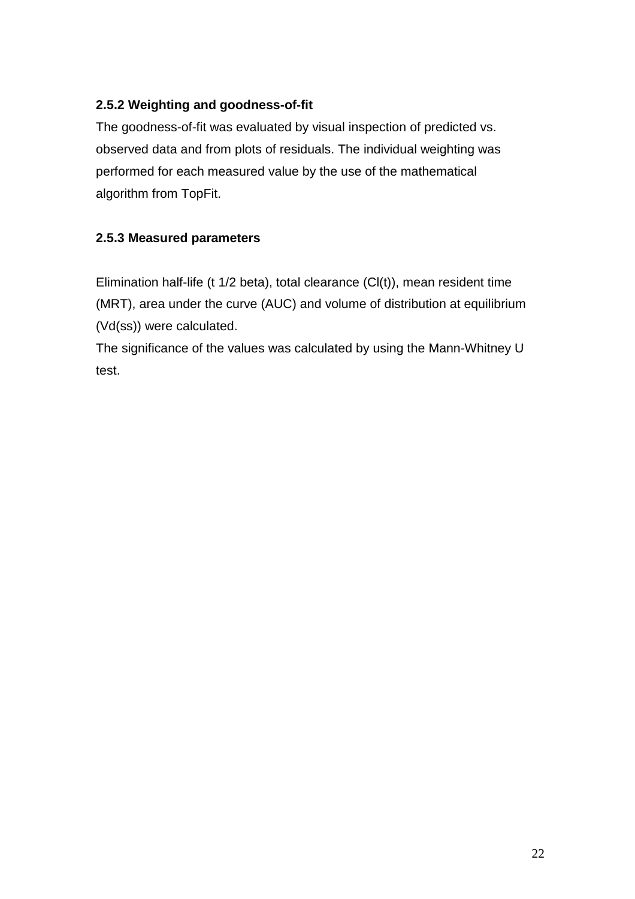### 2.5.2 Weighting and goodness-of-fit

The goodness-of-fit was evaluated by visual inspection of predicted vs. observed data and from plots of residuals. The individual weighting was performed for each measured value by the use of the mathematical algorithm from TopFit.

### 2.5.3 Measured parameters

Elimination half-life (t 1/2 beta), total clearance (Cl(t)), mean resident time (MRT), area under the curve (AUC) and volume of distribution at equilibrium (Vd(ss)) were calculated.

The significance of the values was calculated by using the Mann-Whitney U test.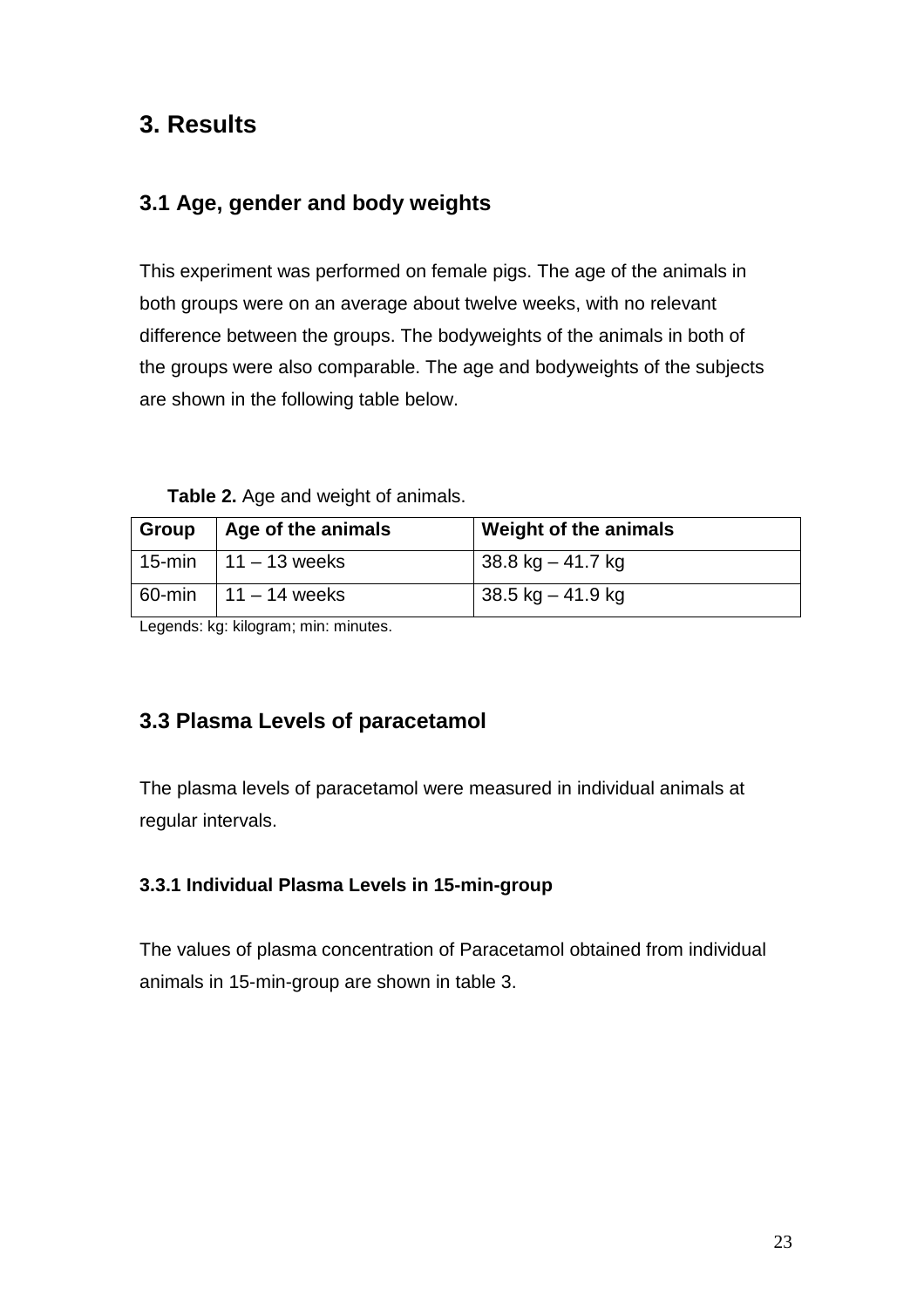# 3. Results

## 3.1 Age, gender and body weights

This experiment was performed on female pigs. The age of the animals in both groups were on an average about twelve weeks, with no relevant difference between the groups. The bodyweights of the animals in both of the groups were also comparable. The age and bodyweights of the subjects are shown in the following table below.

**Table 2.** Age and weight of animals.

| Group | Age of the animals | Weight of the animals |
|---|---|---|
| 15-min | 11 – 13 weeks | 38.8 kg – 41.7 kg |
| 60-min | 11 – 14 weeks | 38.5 kg – 41.9 kg |

Legends: kg: kilogram; min: minutes.

## 3.3 Plasma Levels of paracetamol

The plasma levels of paracetamol were measured in individual animals at regular intervals.

### 3.3.1 Individual Plasma Levels in 15-min-group

The values of plasma concentration of Paracetamol obtained from individual animals in 15-min-group are shown in table 3.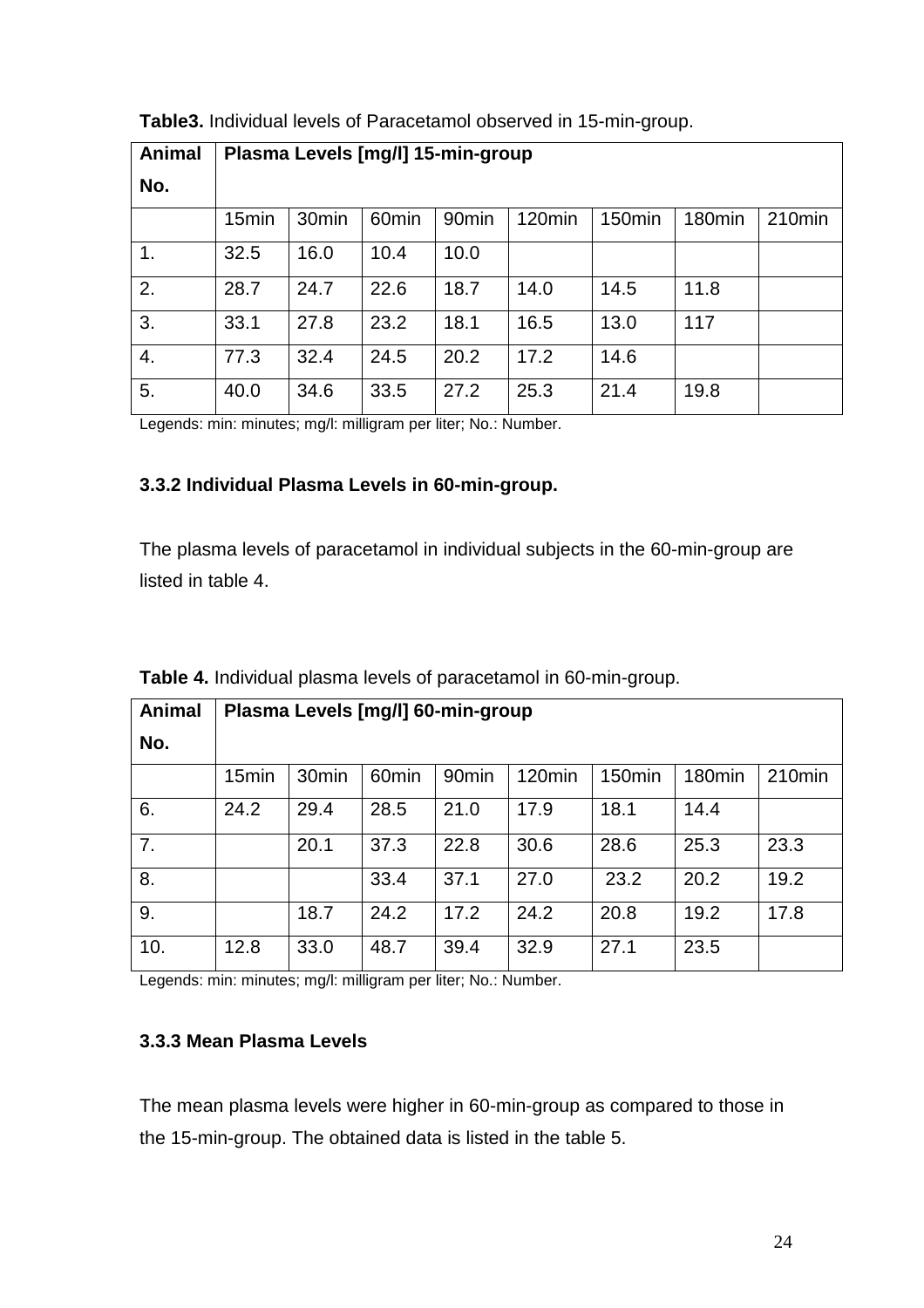**Table3.** Individual levels of Paracetamol observed in 15-min-group.

| Animal No. | Plasma Levels [mg/l] 15-min-group | | | | | | | |
|---|---|---|---|---|---|---|---|---|
| | 15min | 30min | 60min | 90min | 120min | 150min | 180min | 210min |
| 1. | 32.5 | 16.0 | 10.4 | 10.0 | | | | |
| 2. | 28.7 | 24.7 | 22.6 | 18.7 | 14.0 | 14.5 | 11.8 | |
| 3. | 33.1 | 27.8 | 23.2 | 18.1 | 16.5 | 13.0 | 117 | |
| 4. | 77.3 | 32.4 | 24.5 | 20.2 | 17.2 | 14.6 | | |
| 5. | 40.0 | 34.6 | 33.5 | 27.2 | 25.3 | 21.4 | 19.8 | |

Legends: min: minutes; mg/l: milligram per liter; No.: Number.

### 3.3.2 Individual Plasma Levels in 60-min-group.

The plasma levels of paracetamol in individual subjects in the 60-min-group are listed in table 4.

**Table 4.** Individual plasma levels of paracetamol in 60-min-group.

| Animal No. | Plasma Levels [mg/l] 60-min-group | | | | | | | |
|---|---|---|---|---|---|---|---|---|
| | 15min | 30min | 60min | 90min | 120min | 150min | 180min | 210min |
| 6. | 24.2 | 29.4 | 28.5 | 21.0 | 17.9 | 18.1 | 14.4 | |
| 7. | | 20.1 | 37.3 | 22.8 | 30.6 | 28.6 | 25.3 | 23.3 |
| 8. | | | 33.4 | 37.1 | 27.0 | 23.2 | 20.2 | 19.2 |
| 9. | | 18.7 | 24.2 | 17.2 | 24.2 | 20.8 | 19.2 | 17.8 |
| 10. | 12.8 | 33.0 | 48.7 | 39.4 | 32.9 | 27.1 | 23.5 | |

Legends: min: minutes; mg/l: milligram per liter; No.: Number.

### 3.3.3 Mean Plasma Levels

The mean plasma levels were higher in 60-min-group as compared to those in the 15-min-group. The obtained data is listed in the table 5.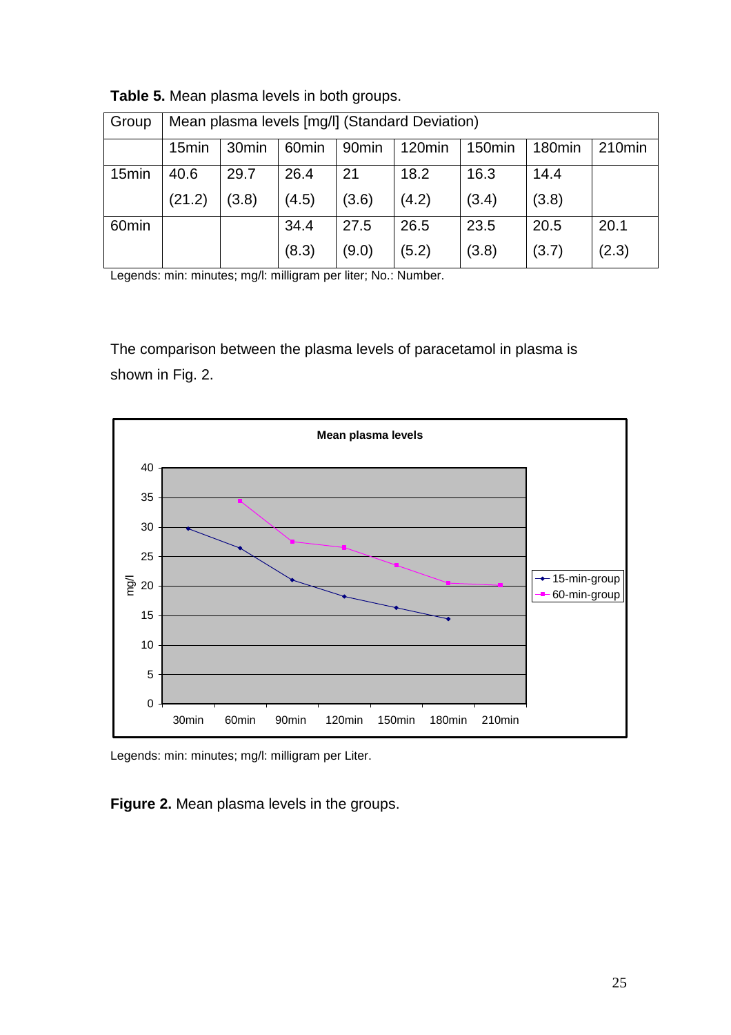**Table 5.** Mean plasma levels in both groups.

| Group | Mean plasma levels [mg/l] (Standard Deviation) | | | | | | | |
|---|---|---|---|---|---|---|---|---|
| | 15min | 30min | 60min | 90min | 120min | 150min | 180min | 210min |
| 15min | 40.6 (21.2) | 29.7 (3.8) | 26.4 (4.5) | 21 (3.6) | 18.2 (4.2) | 16.3 (3.4) | 14.4 (3.8) | |
| 60min | | | 34.4 (8.3) | 27.5 (9.0) | 26.5 (5.2) | 23.5 (3.8) | 20.5 (3.7) | 20.1 (2.3) |

Legends: min: minutes; mg/l: milligram per liter; No.: Number.

The comparison between the plasma levels of paracetamol in plasma is shown in Fig. 2.

Legends: min: minutes; mg/l: milligram per Liter.

**Figure 2.** Mean plasma levels in the groups.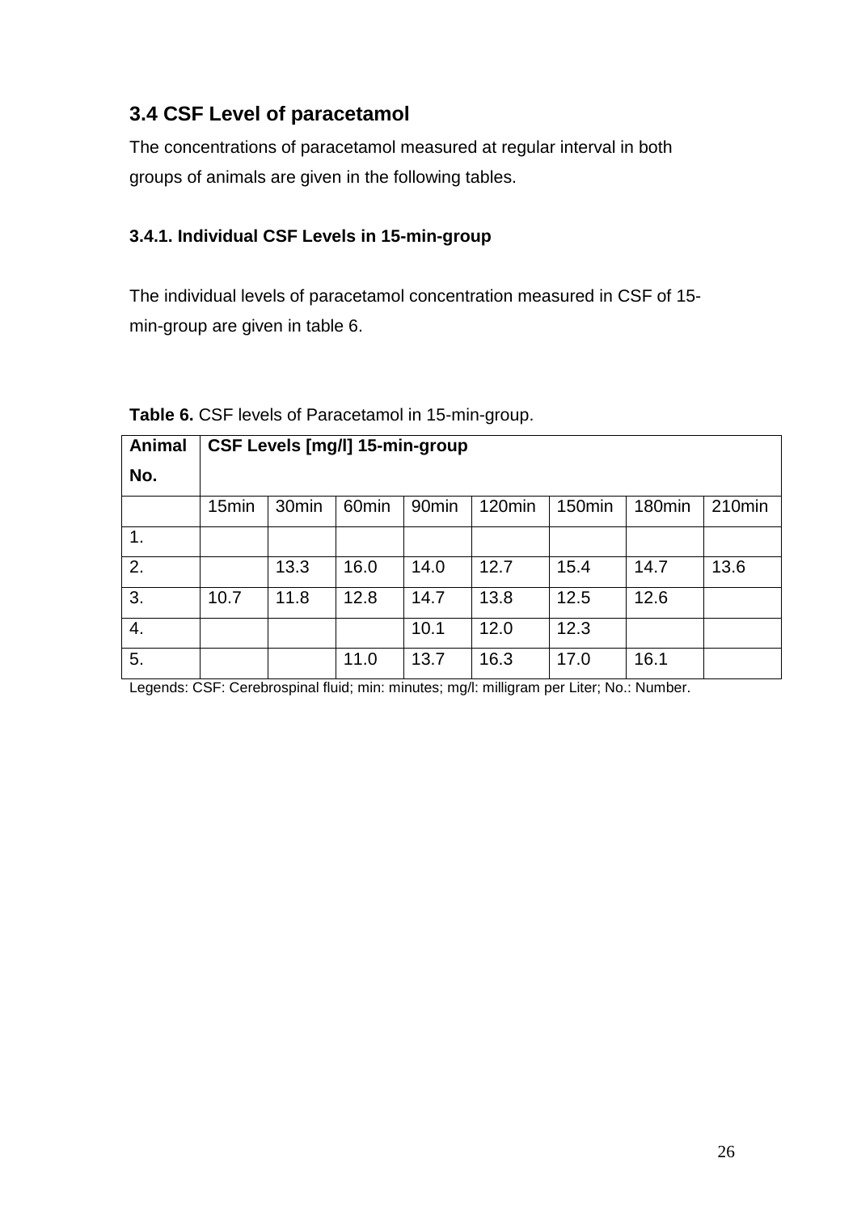## 3.4 CSF Level of paracetamol

The concentrations of paracetamol measured at regular interval in both groups of animals are given in the following tables.

### 3.4.1. Individual CSF Levels in 15-min-group

The individual levels of paracetamol concentration measured in CSF of 15-min-group are given in table 6.

**Table 6.** CSF levels of Paracetamol in 15-min-group.

| **Animal No.** | **CSF Levels [mg/l] 15-min-group** | | | | | | | |
|---|---|---|---|---|---|---|---|---|
| | 15min | 30min | 60min | 90min | 120min | 150min | 180min | 210min |
| 1. | | | | | | | | |
| 2. | | 13.3 | 16.0 | 14.0 | 12.7 | 15.4 | 14.7 | 13.6 |
| 3. | 10.7 | 11.8 | 12.8 | 14.7 | 13.8 | 12.5 | 12.6 | |
| 4. | | | | 10.1 | 12.0 | 12.3 | | |
| 5. | | | 11.0 | 13.7 | 16.3 | 17.0 | 16.1 | |

Legends: CSF: Cerebrospinal fluid; min: minutes; mg/l: milligram per Liter; No.: Number.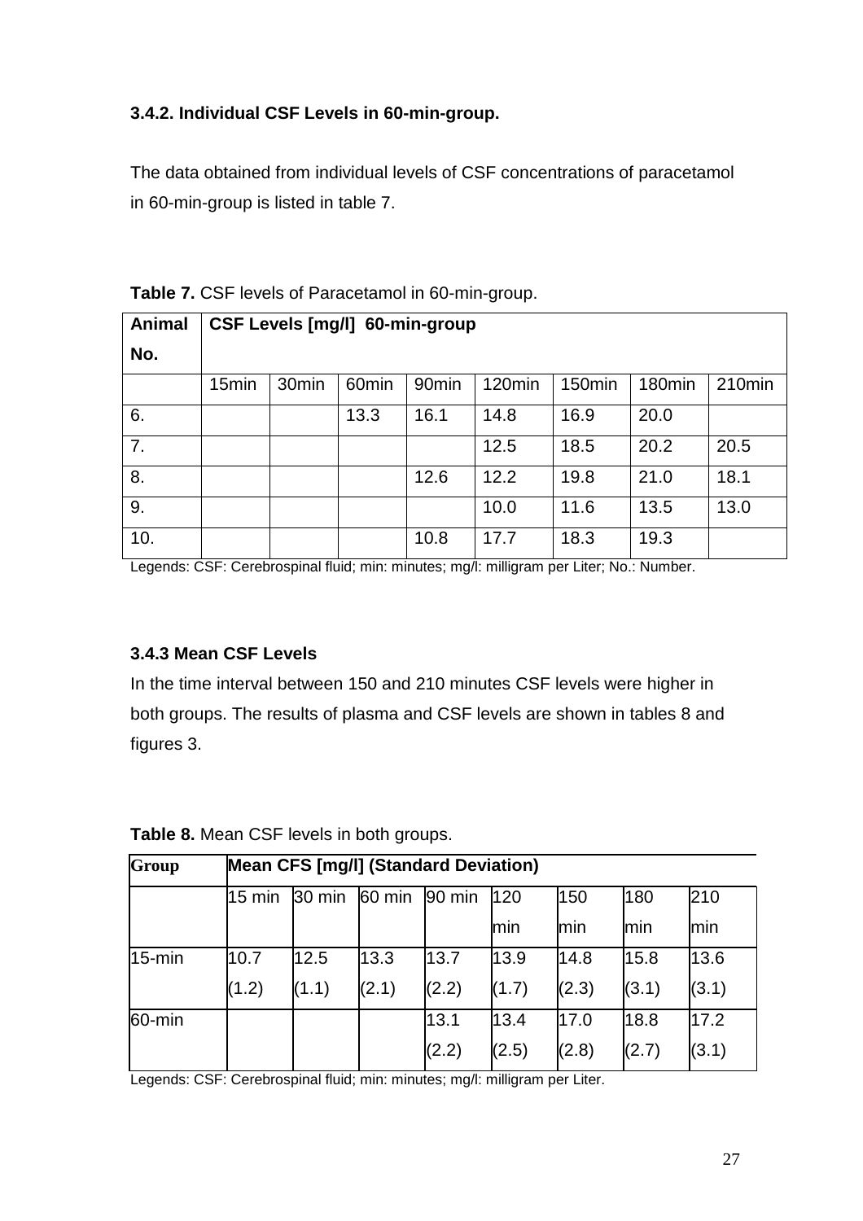### 3.4.2. Individual CSF Levels in 60-min-group.

The data obtained from individual levels of CSF concentrations of paracetamol in 60-min-group is listed in table 7.

**Table 7.** CSF levels of Paracetamol in 60-min-group.

| Animal No. | CSF Levels [mg/l] 60-min-group | | | | | | | |
|---|---|---|---|---|---|---|---|---|
| | 15min | 30min | 60min | 90min | 120min | 150min | 180min | 210min |
| 6. | | | 13.3 | 16.1 | 14.8 | 16.9 | 20.0 | |
| 7. | | | | | 12.5 | 18.5 | 20.2 | 20.5 |
| 8. | | | | 12.6 | 12.2 | 19.8 | 21.0 | 18.1 |
| 9. | | | | | 10.0 | 11.6 | 13.5 | 13.0 |
| 10. | | | | 10.8 | 17.7 | 18.3 | 19.3 | |

Legends: CSF: Cerebrospinal fluid; min: minutes; mg/l: milligram per Liter; No.: Number.

### 3.4.3 Mean CSF Levels

In the time interval between 150 and 210 minutes CSF levels were higher in both groups. The results of plasma and CSF levels are shown in tables 8 and figures 3.

**Table 8.** Mean CSF levels in both groups.

| Group | Mean CFS [mg/l] (Standard Deviation) | | | | | | | |
|---|---|---|---|---|---|---|---|---|
| | 15 min | 30 min | 60 min | 90 min | 120 min | 150 min | 180 min | 210 min |
| 15-min | 10.7 (1.2) | 12.5 (1.1) | 13.3 (2.1) | 13.7 (2.2) | 13.9 (1.7) | 14.8 (2.3) | 15.8 (3.1) | 13.6 (3.1) |
| 60-min | | | | 13.1 (2.2) | 13.4 (2.5) | 17.0 (2.8) | 18.8 (2.7) | 17.2 (3.1) |

Legends: CSF: Cerebrospinal fluid; min: minutes; mg/l: milligram per Liter.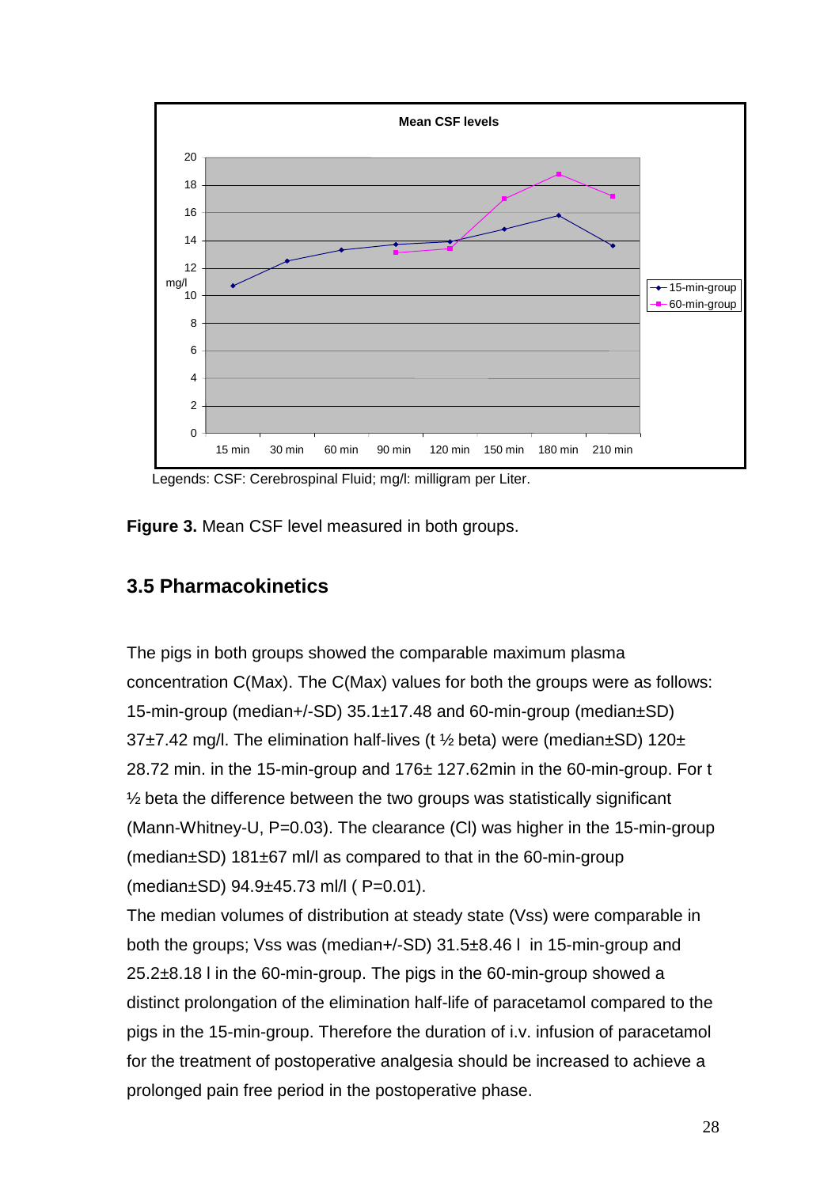Legends: CSF: Cerebrospinal Fluid; mg/l: milligram per Liter.

**Figure 3.** Mean CSF level measured in both groups.

### 3.5 Pharmacokinetics

The pigs in both groups showed the comparable maximum plasma concentration C(Max). The C(Max) values for both the groups were as follows: 15-min-group (median+/-SD) 35.1±17.48 and 60-min-group (median±SD) 37±7.42 mg/l. The elimination half-lives (t ½ beta) were (median±SD) 120± 28.72 min. in the 15-min-group and 176± 127.62min in the 60-min-group. For t ½ beta the difference between the two groups was statistically significant (Mann-Whitney-U, P=0.03). The clearance (Cl) was higher in the 15-min-group (median±SD) 181±67 ml/l as compared to that in the 60-min-group (median±SD) 94.9±45.73 ml/l ( P=0.01).

The median volumes of distribution at steady state (Vss) were comparable in both the groups; Vss was (median+/-SD) 31.5±8.46 l in 15-min-group and 25.2±8.18 l in the 60-min-group. The pigs in the 60-min-group showed a distinct prolongation of the elimination half-life of paracetamol compared to the pigs in the 15-min-group. Therefore the duration of i.v. infusion of paracetamol for the treatment of postoperative analgesia should be increased to achieve a prolonged pain free period in the postoperative phase.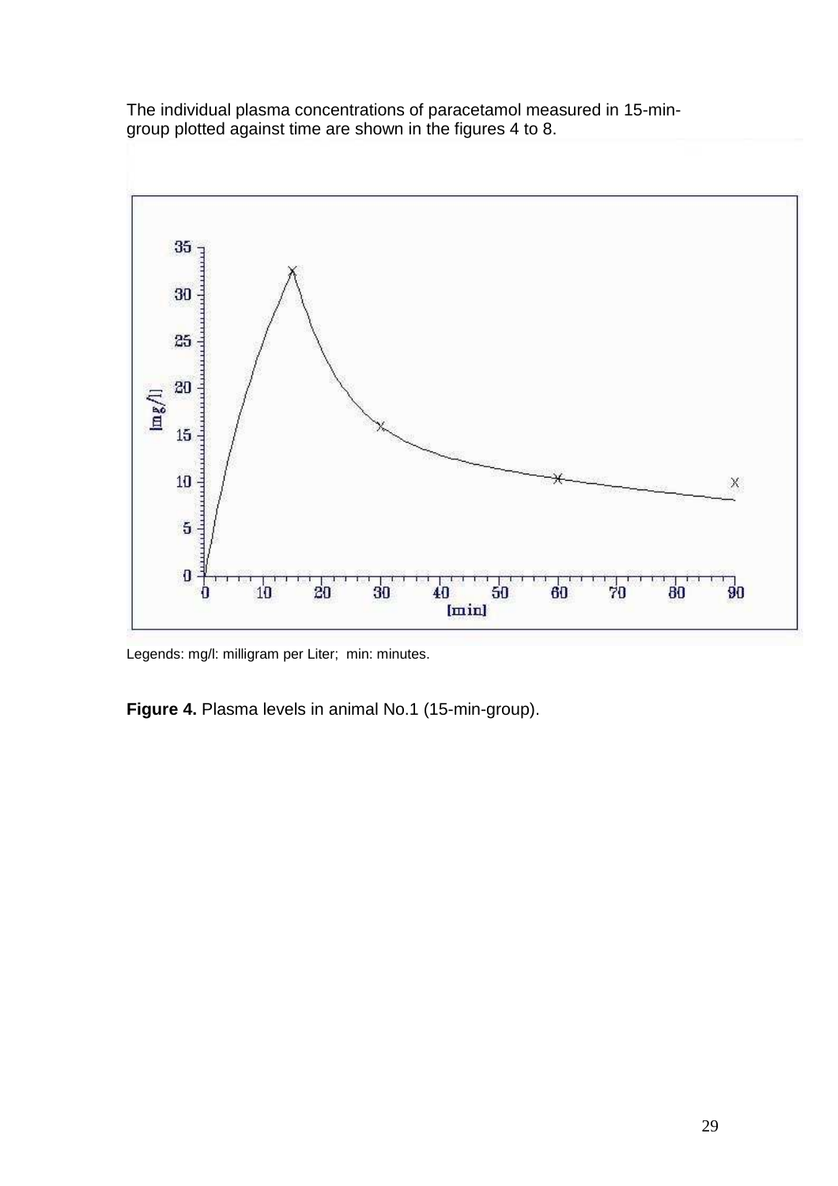The individual plasma concentrations of paracetamol measured in 15-min-group plotted against time are shown in the figures 4 to 8.

Legends: mg/l: milligram per Liter; min: minutes.

**Figure 4.** Plasma levels in animal No.1 (15-min-group).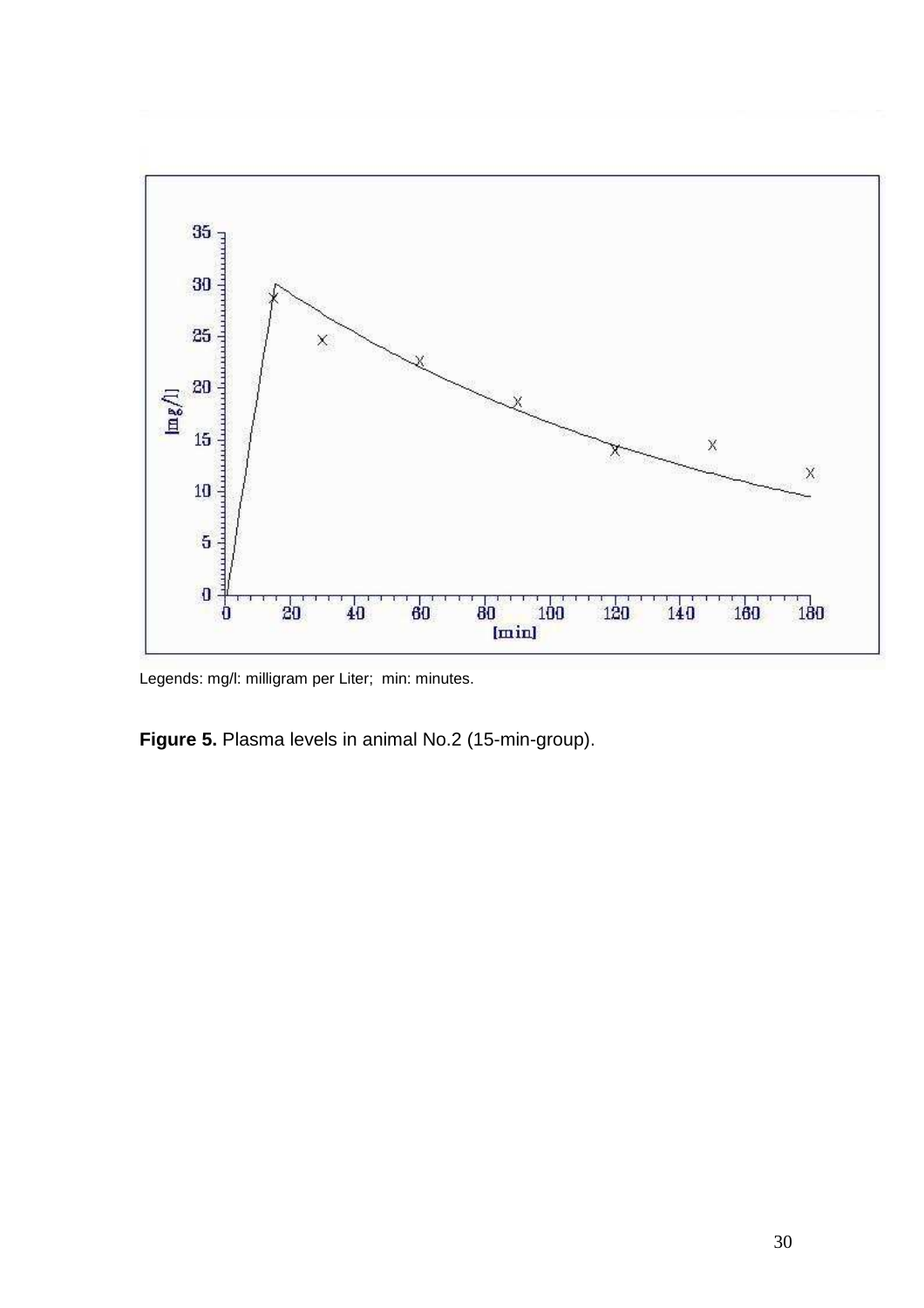Legends: mg/l: milligram per Liter; min: minutes.

**Figure 5.** Plasma levels in animal No.2 (15-min-group).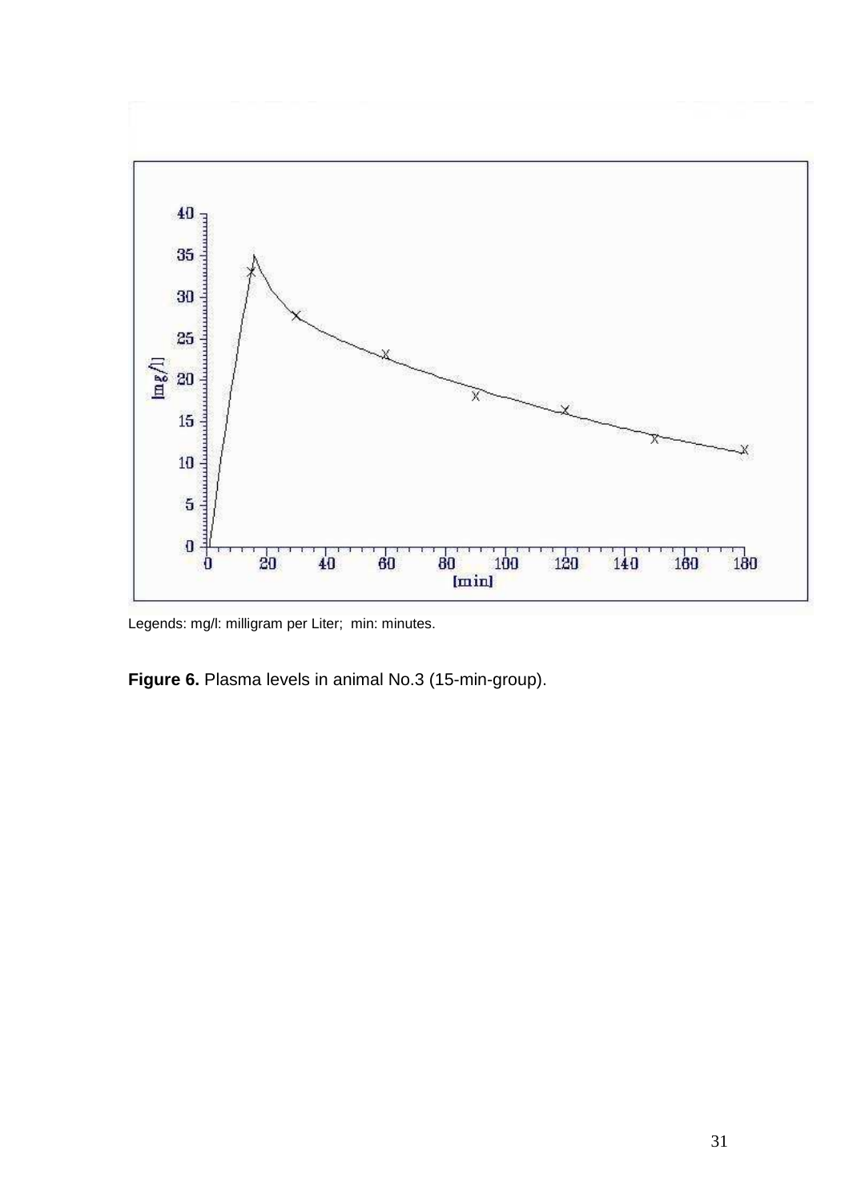Legends: mg/l: milligram per Liter; min: minutes.

**Figure 6.** Plasma levels in animal No.3 (15-min-group).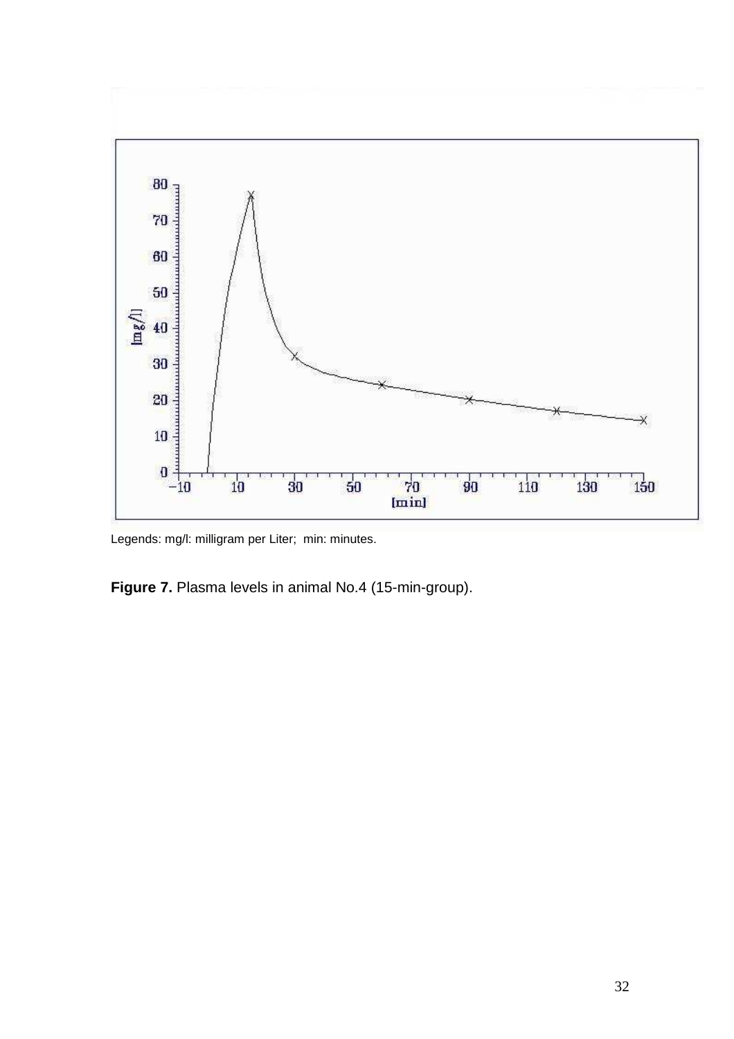Legends: mg/l: milligram per Liter; min: minutes.

**Figure 7.** Plasma levels in animal No.4 (15-min-group).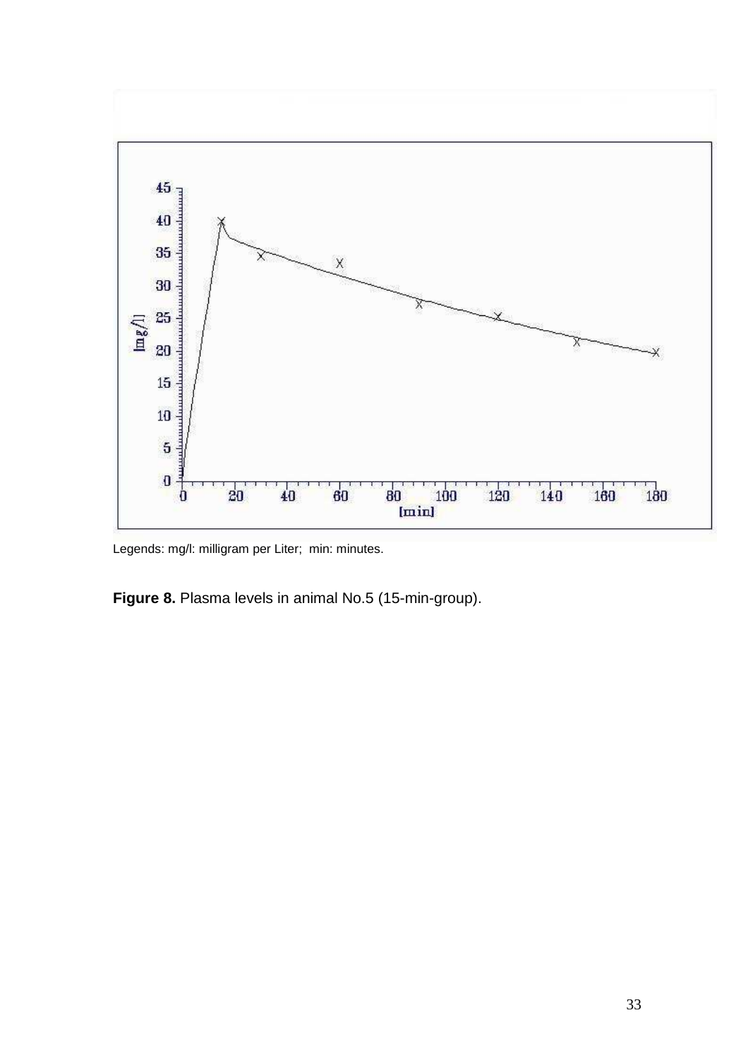Legends: mg/l: milligram per Liter;  min: minutes.

**Figure 8.** Plasma levels in animal No.5 (15-min-group).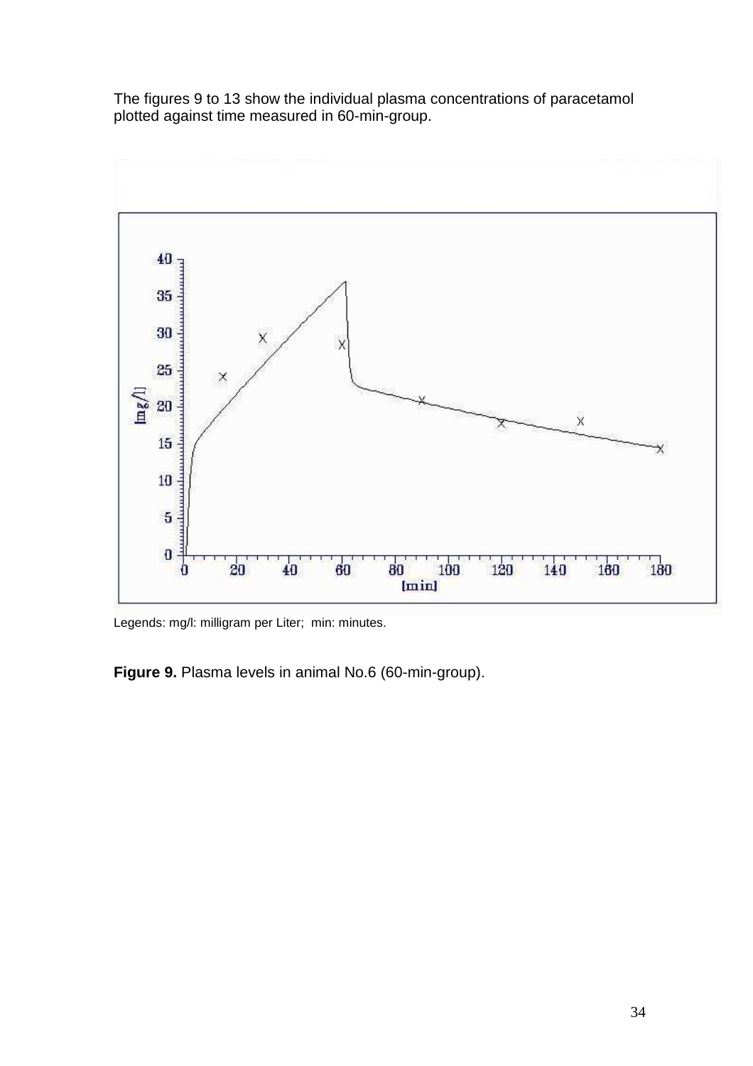The figures 9 to 13 show the individual plasma concentrations of paracetamol plotted against time measured in 60-min-group.

Legends: mg/l: milligram per Liter; min: minutes.

**Figure 9.** Plasma levels in animal No.6 (60-min-group).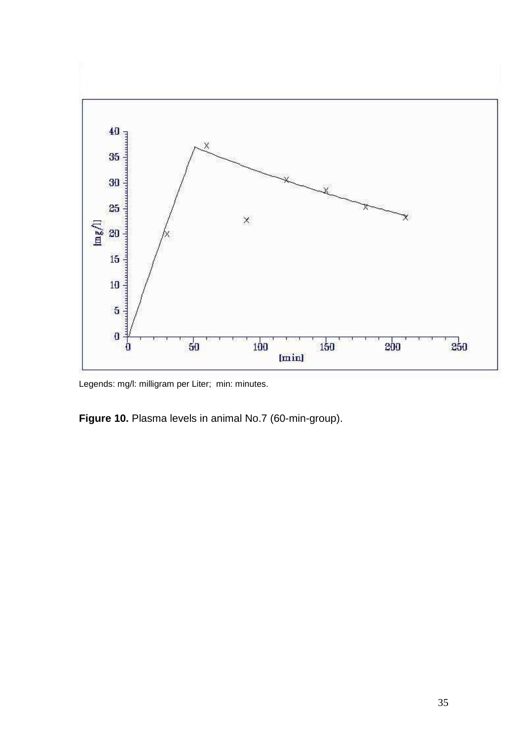Legends: mg/l: milligram per Liter; min: minutes.

**Figure 10.** Plasma levels in animal No.7 (60-min-group).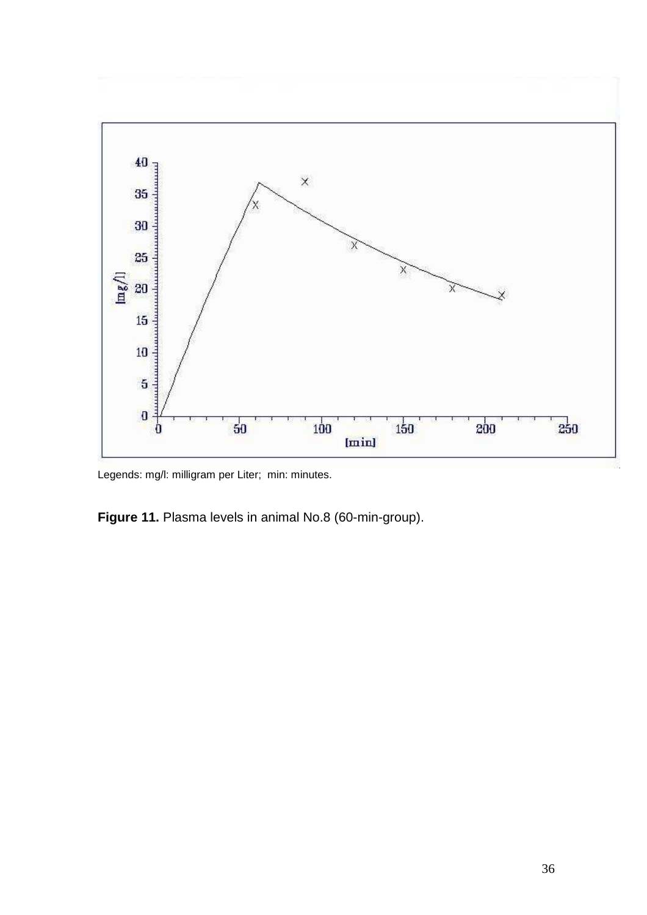Legends: mg/l: milligram per Liter;  min: minutes.

**Figure 11.** Plasma levels in animal No.8 (60-min-group).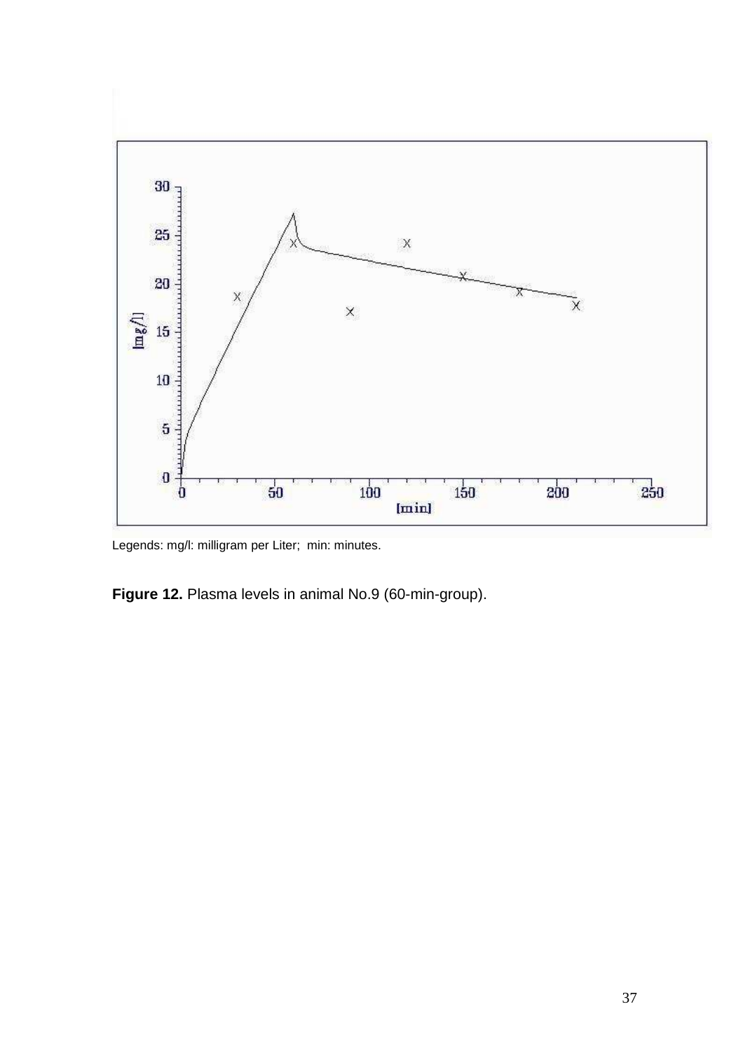Legends: mg/l: milligram per Liter; min: minutes.

**Figure 12.** Plasma levels in animal No.9 (60-min-group).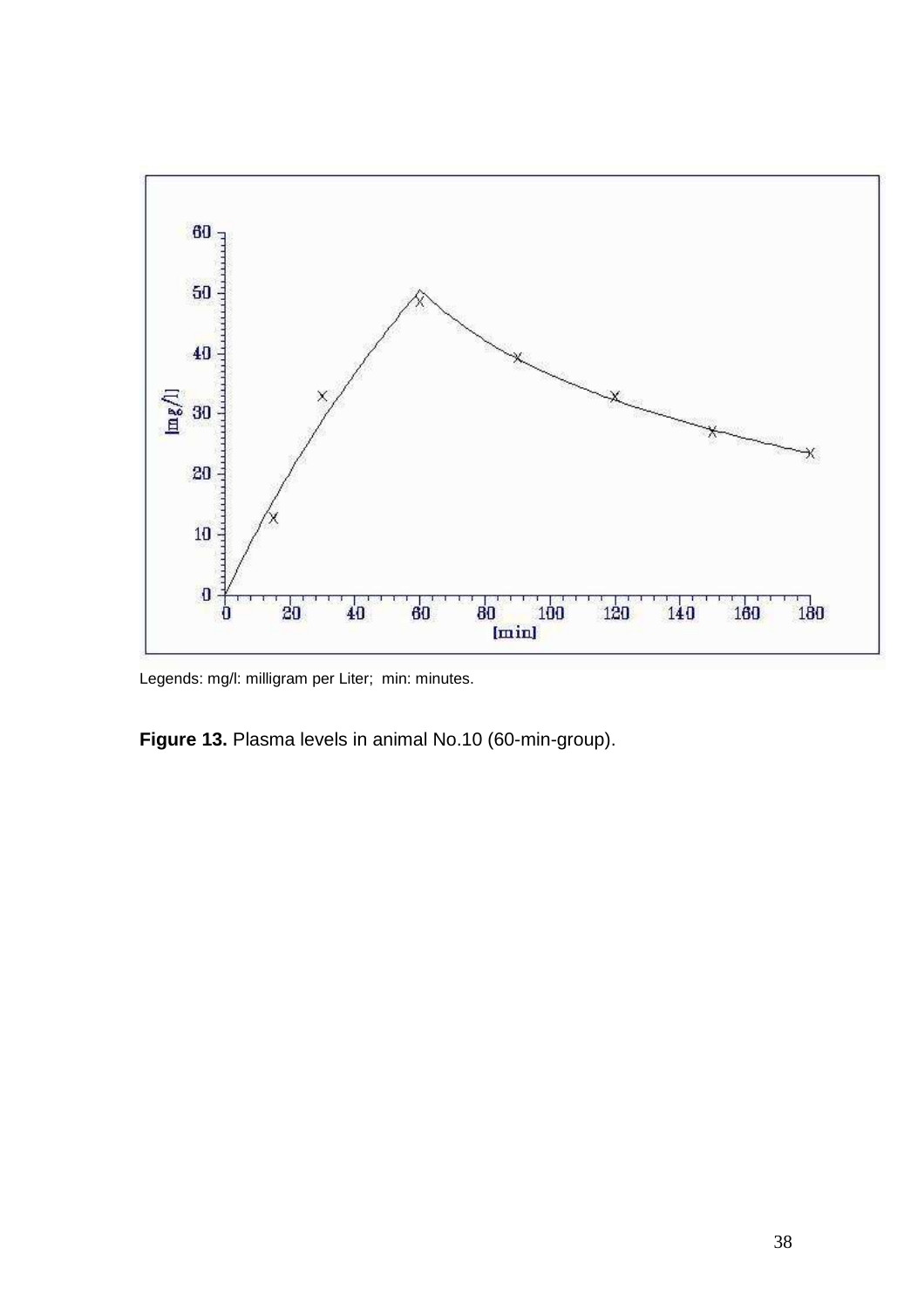Legends: mg/l: milligram per Liter; min: minutes.

**Figure 13.** Plasma levels in animal No.10 (60-min-group).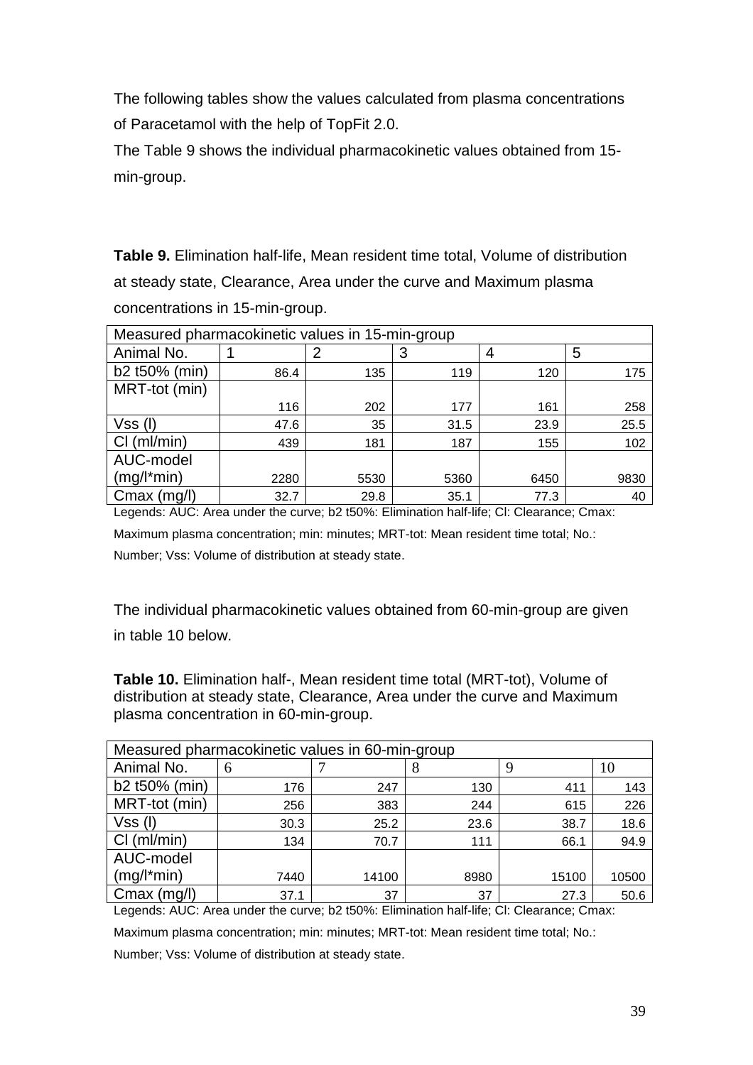The following tables show the values calculated from plasma concentrations of Paracetamol with the help of TopFit 2.0.

The Table 9 shows the individual pharmacokinetic values obtained from 15-min-group.

**Table 9.** Elimination half-life, Mean resident time total, Volume of distribution at steady state, Clearance, Area under the curve and Maximum plasma concentrations in 15-min-group.

| Measured pharmacokinetic values in 15-min-group | | | | | |
|---|---|---|---|---|---|
| Animal No. | 1 | 2 | 3 | 4 | 5 |
| b2 t50% (min) | 86.4 | 135 | 119 | 120 | 175 |
| MRT-tot (min) | 116 | 202 | 177 | 161 | 258 |
| Vss (l) | 47.6 | 35 | 31.5 | 23.9 | 25.5 |
| Cl (ml/min) | 439 | 181 | 187 | 155 | 102 |
| AUC-model (mg/l*min) | 2280 | 5530 | 5360 | 6450 | 9830 |
| Cmax (mg/l) | 32.7 | 29.8 | 35.1 | 77.3 | 40 |

Legends: AUC: Area under the curve; b2 t50%: Elimination half-life; Cl: Clearance; Cmax: Maximum plasma concentration; min: minutes; MRT-tot: Mean resident time total; No.: Number; Vss: Volume of distribution at steady state.

The individual pharmacokinetic values obtained from 60-min-group are given in table 10 below.

**Table 10.** Elimination half-, Mean resident time total (MRT-tot), Volume of distribution at steady state, Clearance, Area under the curve and Maximum plasma concentration in 60-min-group.

| Measured pharmacokinetic values in 60-min-group | | | | | |
|---|---|---|---|---|---|
| Animal No. | 6 | 7 | 8 | 9 | 10 |
| b2 t50% (min) | 176 | 247 | 130 | 411 | 143 |
| MRT-tot (min) | 256 | 383 | 244 | 615 | 226 |
| Vss (l) | 30.3 | 25.2 | 23.6 | 38.7 | 18.6 |
| Cl (ml/min) | 134 | 70.7 | 111 | 66.1 | 94.9 |
| AUC-model (mg/l*min) | 7440 | 14100 | 8980 | 15100 | 10500 |
| Cmax (mg/l) | 37.1 | 37 | 37 | 27.3 | 50.6 |

Legends: AUC: Area under the curve; b2 t50%: Elimination half-life; Cl: Clearance; Cmax: Maximum plasma concentration; min: minutes; MRT-tot: Mean resident time total; No.: Number; Vss: Volume of distribution at steady state.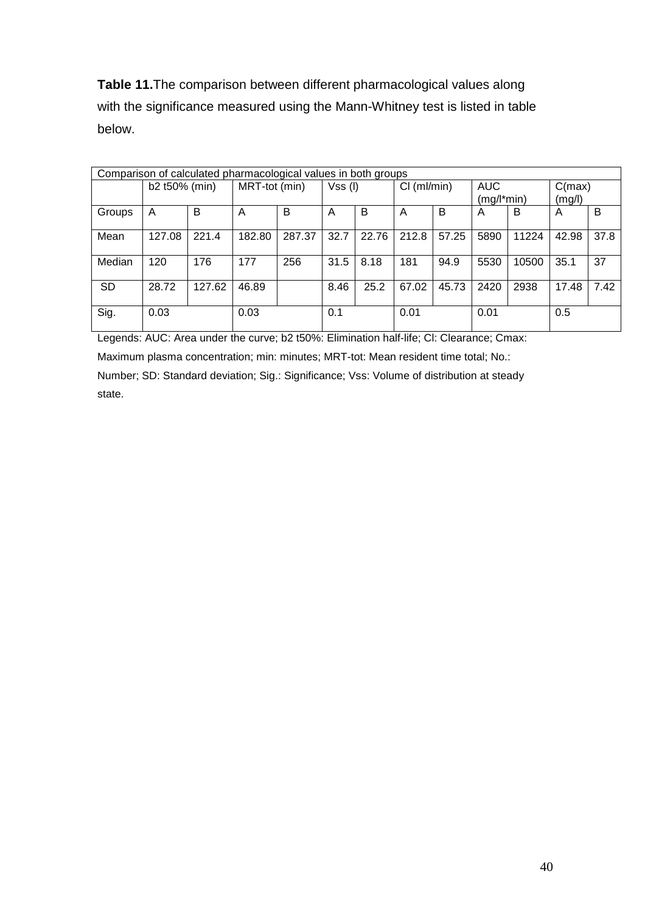**Table 11.** The comparison between different pharmacological values along with the significance measured using the Mann-Whitney test is listed in table below.

| Comparison of calculated pharmacological values in both groups | | | | | | | | | | | | |
|---|---|---|---|---|---|---|---|---|---|---|---|---|
| | b2 t50% (min) | | MRT-tot (min) | | Vss (l) | | Cl (ml/min) | | AUC (mg/l*min) | | C(max) (mg/l) | |
| Groups | A | B | A | B | A | B | A | B | A | B | A | B |
| Mean | 127.08 | 221.4 | 182.80 | 287.37 | 32.7 | 22.76 | 212.8 | 57.25 | 5890 | 11224 | 42.98 | 37.8 |
| Median | 120 | 176 | 177 | 256 | 31.5 | 8.18 | 181 | 94.9 | 5530 | 10500 | 35.1 | 37 |
| SD | 28.72 | 127.62 | 46.89 | | 8.46 | 25.2 | 67.02 | 45.73 | 2420 | 2938 | 17.48 | 7.42 |
| Sig. | 0.03 | | 0.03 | | 0.1 | | 0.01 | | 0.01 | | 0.5 | |

Legends: AUC: Area under the curve; b2 t50%: Elimination half-life; Cl: Clearance; Cmax: Maximum plasma concentration; min: minutes; MRT-tot: Mean resident time total; No.: Number; SD: Standard deviation; Sig.: Significance; Vss: Volume of distribution at steady state.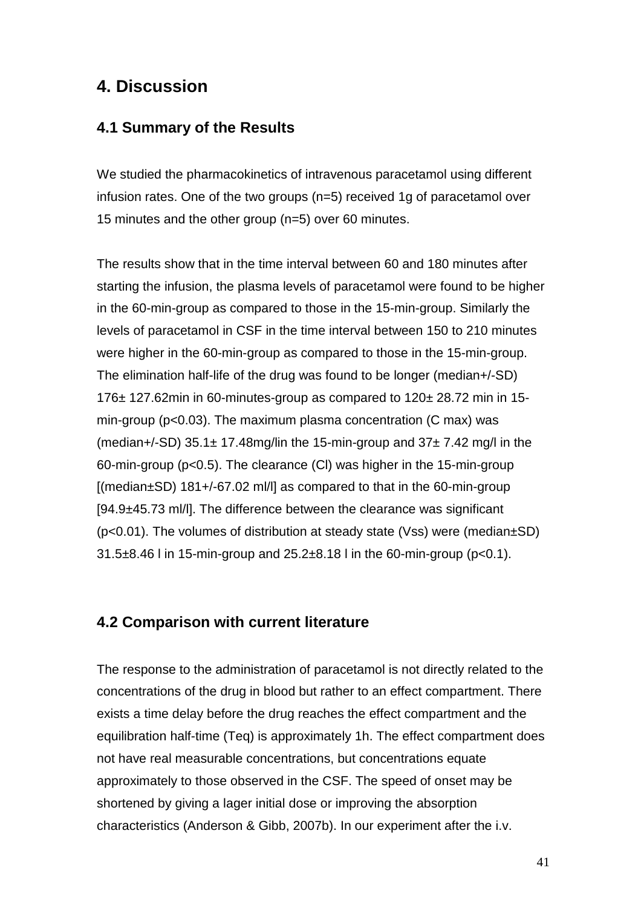# 4. Discussion

## 4.1 Summary of the Results

We studied the pharmacokinetics of intravenous paracetamol using different infusion rates. One of the two groups (n=5) received 1g of paracetamol over 15 minutes and the other group (n=5) over 60 minutes.

The results show that in the time interval between 60 and 180 minutes after starting the infusion, the plasma levels of paracetamol were found to be higher in the 60-min-group as compared to those in the 15-min-group. Similarly the levels of paracetamol in CSF in the time interval between 150 to 210 minutes were higher in the 60-min-group as compared to those in the 15-min-group. The elimination half-life of the drug was found to be longer (median+/-SD) 176± 127.62min in 60-minutes-group as compared to 120± 28.72 min in 15-min-group ($p<0.03$). The maximum plasma concentration (C max) was (median+/-SD) 35.1± 17.48mg/lin the 15-min-group and 37± 7.42 mg/l in the 60-min-group ($p<0.5$). The clearance (Cl) was higher in the 15-min-group [(median±SD) 181+/-67.02 ml/l] as compared to that in the 60-min-group [94.9±45.73 ml/l]. The difference between the clearance was significant ($p<0.01$). The volumes of distribution at steady state (Vss) were (median±SD) 31.5±8.46 l in 15-min-group and 25.2±8.18 l in the 60-min-group ($p<0.1$).

## 4.2 Comparison with current literature

The response to the administration of paracetamol is not directly related to the concentrations of the drug in blood but rather to an effect compartment. There exists a time delay before the drug reaches the effect compartment and the equilibration half-time (Teq) is approximately 1h. The effect compartment does not have real measurable concentrations, but concentrations equate approximately to those observed in the CSF. The speed of onset may be shortened by giving a lager initial dose or improving the absorption characteristics (Anderson & Gibb, 2007b). In our experiment after the i.v.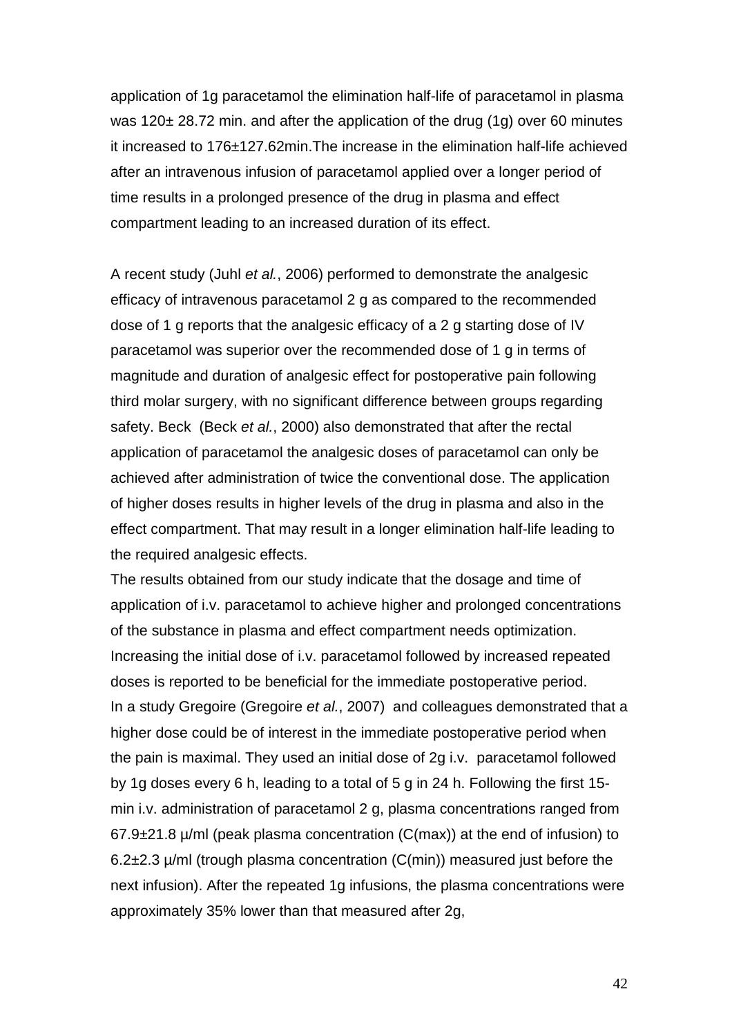application of 1g paracetamol the elimination half-life of paracetamol in plasma was 120± 28.72 min. and after the application of the drug (1g) over 60 minutes it increased to 176±127.62min.The increase in the elimination half-life achieved after an intravenous infusion of paracetamol applied over a longer period of time results in a prolonged presence of the drug in plasma and effect compartment leading to an increased duration of its effect.

A recent study (Juhl *et al.*, 2006) performed to demonstrate the analgesic efficacy of intravenous paracetamol 2 g as compared to the recommended dose of 1 g reports that the analgesic efficacy of a 2 g starting dose of IV paracetamol was superior over the recommended dose of 1 g in terms of magnitude and duration of analgesic effect for postoperative pain following third molar surgery, with no significant difference between groups regarding safety. Beck (Beck *et al.*, 2000) also demonstrated that after the rectal application of paracetamol the analgesic doses of paracetamol can only be achieved after administration of twice the conventional dose. The application of higher doses results in higher levels of the drug in plasma and also in the effect compartment. That may result in a longer elimination half-life leading to the required analgesic effects.

The results obtained from our study indicate that the dosage and time of application of i.v. paracetamol to achieve higher and prolonged concentrations of the substance in plasma and effect compartment needs optimization. Increasing the initial dose of i.v. paracetamol followed by increased repeated doses is reported to be beneficial for the immediate postoperative period.

In a study Gregoire (Gregoire *et al.*, 2007) and colleagues demonstrated that a higher dose could be of interest in the immediate postoperative period when the pain is maximal. They used an initial dose of 2g i.v. paracetamol followed by 1g doses every 6 h, leading to a total of 5 g in 24 h. Following the first 15-min i.v. administration of paracetamol 2 g, plasma concentrations ranged from 67.9±21.8 µ/ml (peak plasma concentration ($C_{(max)}$) at the end of infusion) to 6.2±2.3 µ/ml (trough plasma concentration ($C_{(min)}$) measured just before the next infusion). After the repeated 1g infusions, the plasma concentrations were approximately 35% lower than that measured after 2g,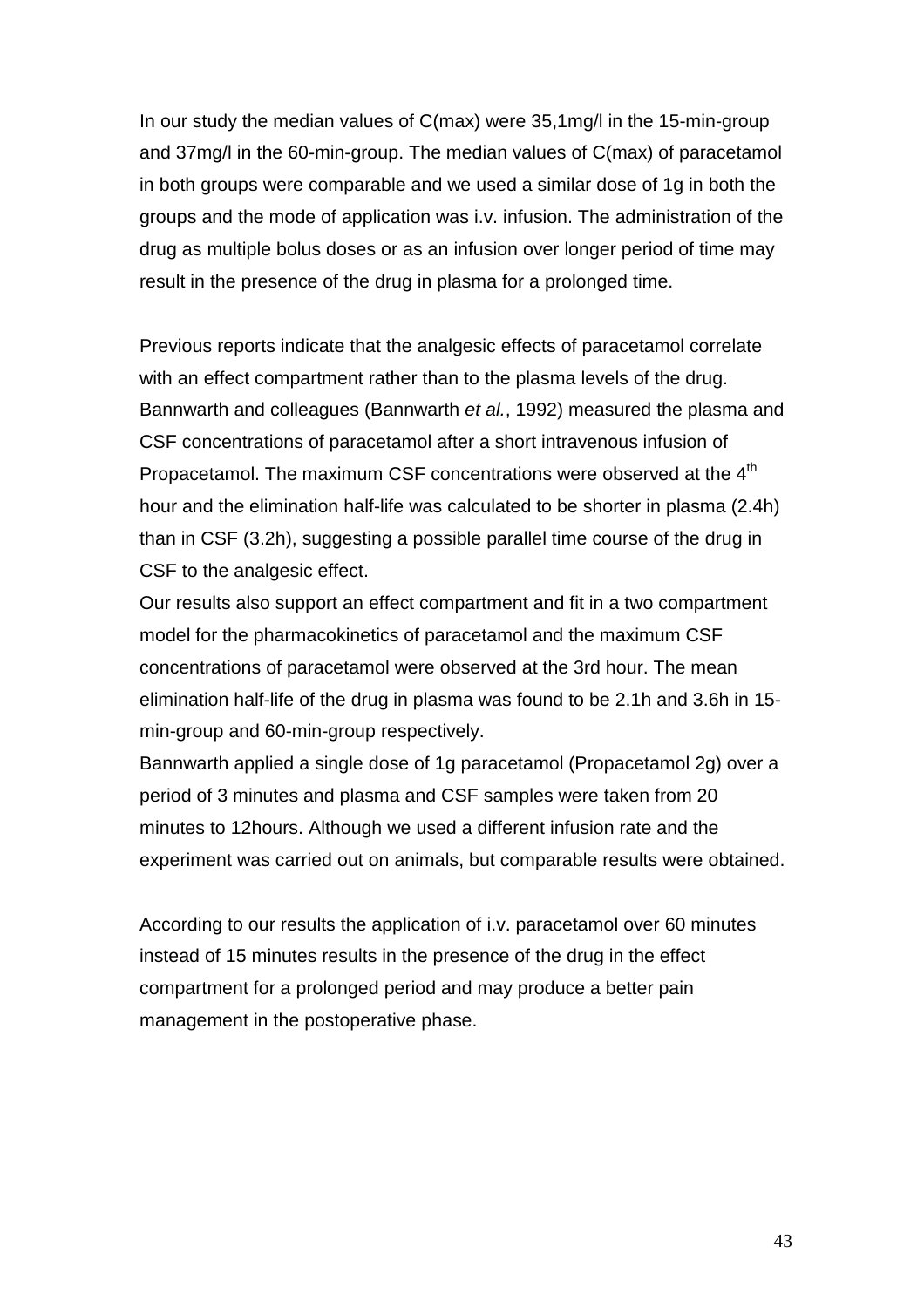In our study the median values of C(max) were 35,1mg/l in the 15-min-group and 37mg/l in the 60-min-group. The median values of C(max) of paracetamol in both groups were comparable and we used a similar dose of 1g in both the groups and the mode of application was i.v. infusion. The administration of the drug as multiple bolus doses or as an infusion over longer period of time may result in the presence of the drug in plasma for a prolonged time.

Previous reports indicate that the analgesic effects of paracetamol correlate with an effect compartment rather than to the plasma levels of the drug. Bannwarth and colleagues (Bannwarth *et al.*, 1992) measured the plasma and CSF concentrations of paracetamol after a short intravenous infusion of Propacetamol. The maximum CSF concentrations were observed at the $4^{th}$ hour and the elimination half-life was calculated to be shorter in plasma (2.4h) than in CSF (3.2h), suggesting a possible parallel time course of the drug in CSF to the analgesic effect.

Our results also support an effect compartment and fit in a two compartment model for the pharmacokinetics of paracetamol and the maximum CSF concentrations of paracetamol were observed at the 3rd hour. The mean elimination half-life of the drug in plasma was found to be 2.1h and 3.6h in 15-min-group and 60-min-group respectively.

Bannwarth applied a single dose of 1g paracetamol (Propacetamol 2g) over a period of 3 minutes and plasma and CSF samples were taken from 20 minutes to 12hours. Although we used a different infusion rate and the experiment was carried out on animals, but comparable results were obtained.

According to our results the application of i.v. paracetamol over 60 minutes instead of 15 minutes results in the presence of the drug in the effect compartment for a prolonged period and may produce a better pain management in the postoperative phase.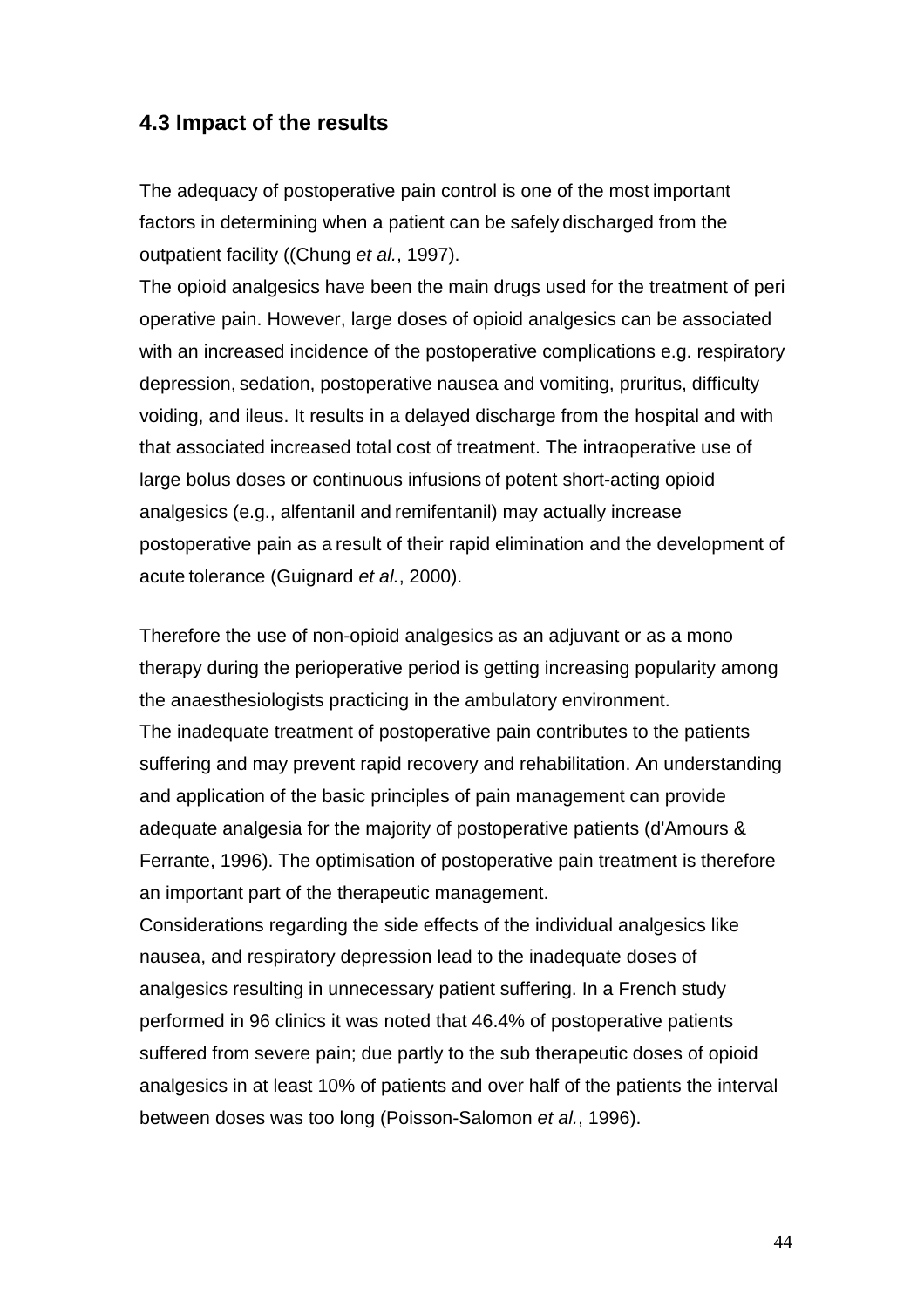## 4.3 Impact of the results

The adequacy of postoperative pain control is one of the most important factors in determining when a patient can be safely discharged from the outpatient facility ((Chung *et al.*, 1997).

The opioid analgesics have been the main drugs used for the treatment of peri operative pain. However, large doses of opioid analgesics can be associated with an increased incidence of the postoperative complications e.g. respiratory depression, sedation, postoperative nausea and vomiting, pruritus, difficulty voiding, and ileus. It results in a delayed discharge from the hospital and with that associated increased total cost of treatment. The intraoperative use of large bolus doses or continuous infusions of potent short-acting opioid analgesics (e.g., alfentanil and remifentanil) may actually increase postoperative pain as a result of their rapid elimination and the development of acute tolerance (Guignard *et al.*, 2000).

Therefore the use of non-opioid analgesics as an adjuvant or as a mono therapy during the perioperative period is getting increasing popularity among the anaesthesiologists practicing in the ambulatory environment.

The inadequate treatment of postoperative pain contributes to the patients suffering and may prevent rapid recovery and rehabilitation. An understanding and application of the basic principles of pain management can provide adequate analgesia for the majority of postoperative patients (d'Amours & Ferrante, 1996). The optimisation of postoperative pain treatment is therefore an important part of the therapeutic management.

Considerations regarding the side effects of the individual analgesics like nausea, and respiratory depression lead to the inadequate doses of analgesics resulting in unnecessary patient suffering. In a French study performed in 96 clinics it was noted that 46.4% of postoperative patients suffered from severe pain; due partly to the sub therapeutic doses of opioid analgesics in at least 10% of patients and over half of the patients the interval between doses was too long (Poisson-Salomon *et al.*, 1996).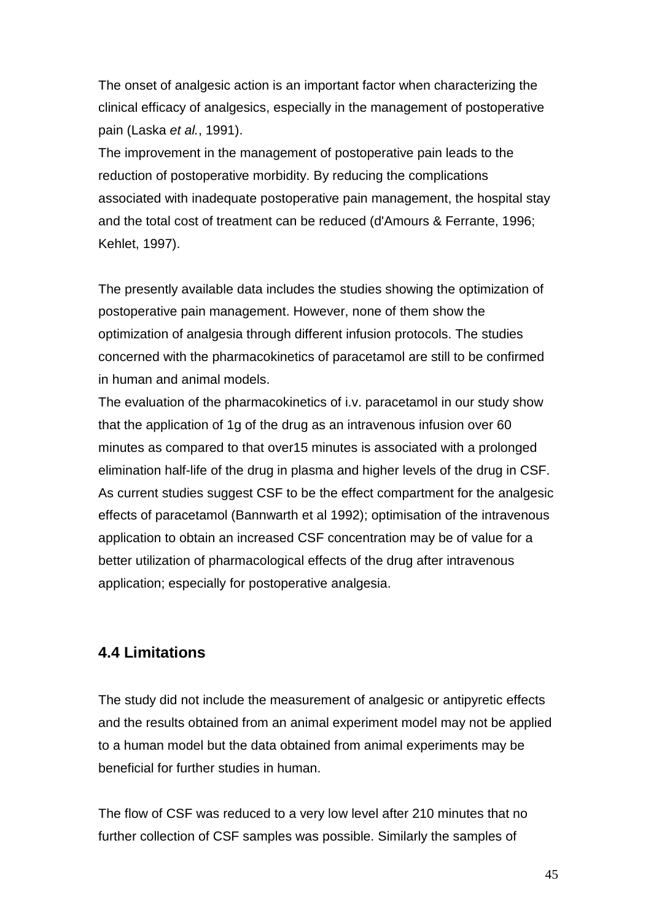The onset of analgesic action is an important factor when characterizing the clinical efficacy of analgesics, especially in the management of postoperative pain (Laska *et al.*, 1991).
The improvement in the management of postoperative pain leads to the reduction of postoperative morbidity. By reducing the complications associated with inadequate postoperative pain management, the hospital stay and the total cost of treatment can be reduced (d'Amours & Ferrante, 1996; Kehlet, 1997).

The presently available data includes the studies showing the optimization of postoperative pain management. However, none of them show the optimization of analgesia through different infusion protocols. The studies concerned with the pharmacokinetics of paracetamol are still to be confirmed in human and animal models.
The evaluation of the pharmacokinetics of i.v. paracetamol in our study show that the application of 1g of the drug as an intravenous infusion over 60 minutes as compared to that over15 minutes is associated with a prolonged elimination half-life of the drug in plasma and higher levels of the drug in CSF. As current studies suggest CSF to be the effect compartment for the analgesic effects of paracetamol (Bannwarth et al 1992); optimisation of the intravenous application to obtain an increased CSF concentration may be of value for a better utilization of pharmacological effects of the drug after intravenous application; especially for postoperative analgesia.

## 4.4 Limitations

The study did not include the measurement of analgesic or antipyretic effects and the results obtained from an animal experiment model may not be applied to a human model but the data obtained from animal experiments may be beneficial for further studies in human.

The flow of CSF was reduced to a very low level after 210 minutes that no further collection of CSF samples was possible. Similarly the samples of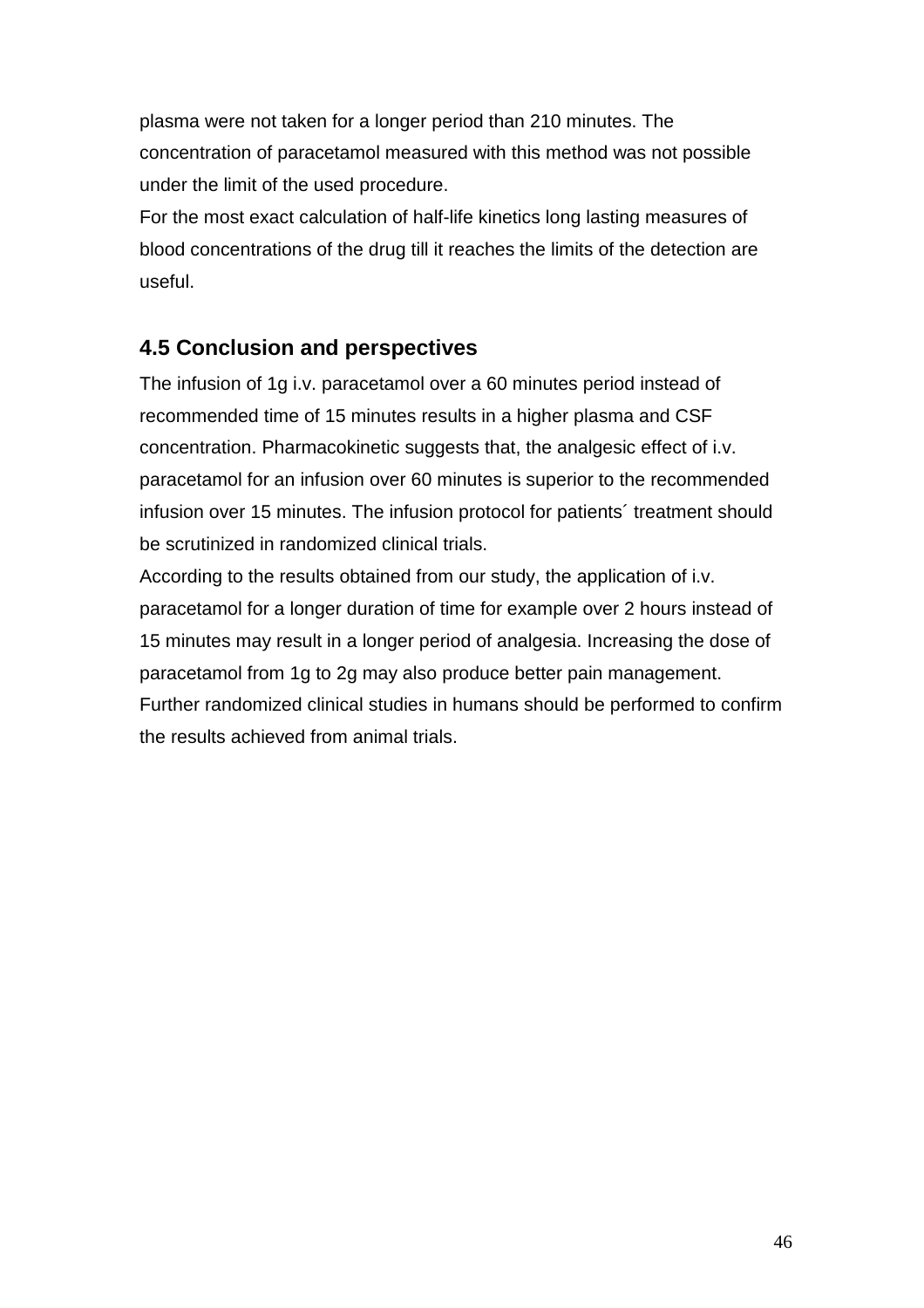plasma were not taken for a longer period than 210 minutes. The concentration of paracetamol measured with this method was not possible under the limit of the used procedure.

For the most exact calculation of half-life kinetics long lasting measures of blood concentrations of the drug till it reaches the limits of the detection are useful.

## 4.5 Conclusion and perspectives

The infusion of 1g i.v. paracetamol over a 60 minutes period instead of recommended time of 15 minutes results in a higher plasma and CSF concentration. Pharmacokinetic suggests that, the analgesic effect of i.v. paracetamol for an infusion over 60 minutes is superior to the recommended infusion over 15 minutes. The infusion protocol for patients´ treatment should be scrutinized in randomized clinical trials.

According to the results obtained from our study, the application of i.v. paracetamol for a longer duration of time for example over 2 hours instead of 15 minutes may result in a longer period of analgesia. Increasing the dose of paracetamol from 1g to 2g may also produce better pain management. Further randomized clinical studies in humans should be performed to confirm the results achieved from animal trials.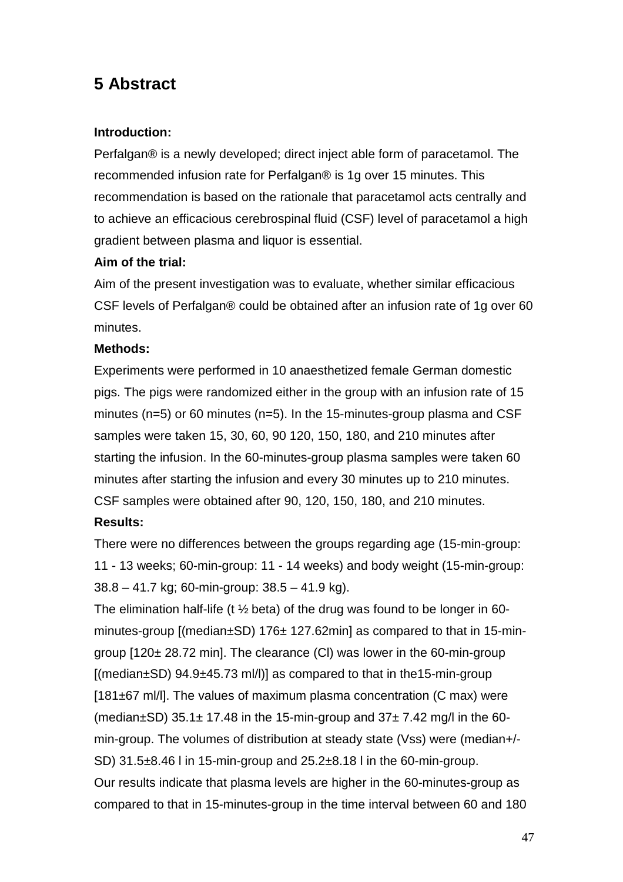# 5 Abstract

**Introduction:**

Perfalgan® is a newly developed; direct inject able form of paracetamol. The recommended infusion rate for Perfalgan® is 1g over 15 minutes. This recommendation is based on the rationale that paracetamol acts centrally and to achieve an efficacious cerebrospinal fluid (CSF) level of paracetamol a high gradient between plasma and liquor is essential.

**Aim of the trial:**

Aim of the present investigation was to evaluate, whether similar efficacious CSF levels of Perfalgan® could be obtained after an infusion rate of 1g over 60 minutes.

**Methods:**

Experiments were performed in 10 anaesthetized female German domestic pigs. The pigs were randomized either in the group with an infusion rate of 15 minutes (n=5) or 60 minutes (n=5). In the 15-minutes-group plasma and CSF samples were taken 15, 30, 60, 90 120, 150, 180, and 210 minutes after starting the infusion. In the 60-minutes-group plasma samples were taken 60 minutes after starting the infusion and every 30 minutes up to 210 minutes. CSF samples were obtained after 90, 120, 150, 180, and 210 minutes.

**Results:**

There were no differences between the groups regarding age (15-min-group: 11 - 13 weeks; 60-min-group: 11 - 14 weeks) and body weight (15-min-group: 38.8 – 41.7 kg; 60-min-group: 38.5 – 41.9 kg).

The elimination half-life (t ½ beta) of the drug was found to be longer in 60-minutes-group [(median±SD) 176± 127.62min] as compared to that in 15-min-group [120± 28.72 min]. The clearance (Cl) was lower in the 60-min-group [(median±SD) 94.9±45.73 ml/l)] as compared to that in the15-min-group [181±67 ml/l]. The values of maximum plasma concentration (C max) were (median±SD) 35.1± 17.48 in the 15-min-group and 37± 7.42 mg/l in the 60-min-group. The volumes of distribution at steady state (Vss) were (median+/-SD) 31.5±8.46 l in 15-min-group and 25.2±8.18 l in the 60-min-group.

Our results indicate that plasma levels are higher in the 60-minutes-group as compared to that in 15-minutes-group in the time interval between 60 and 180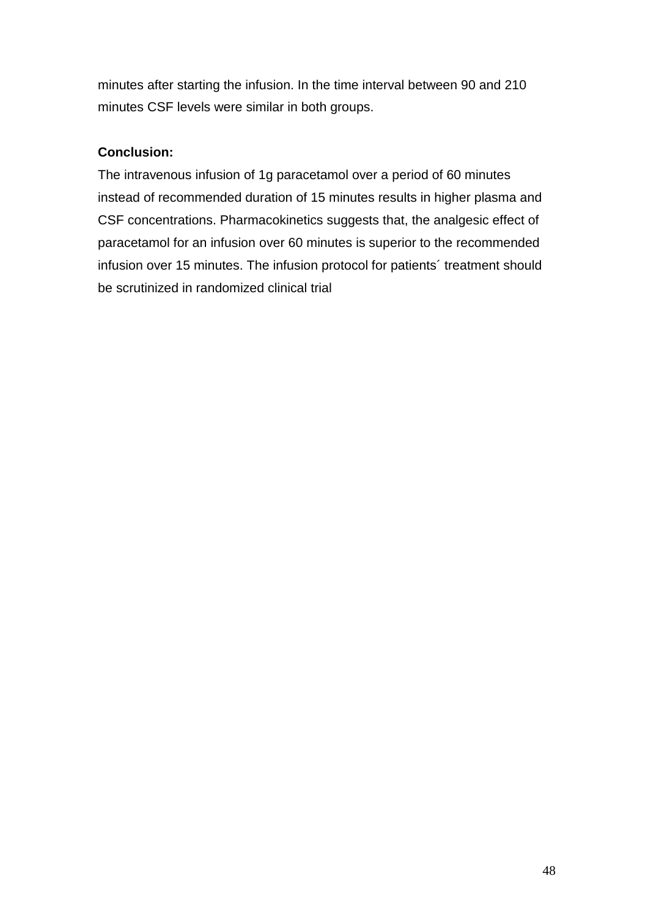minutes after starting the infusion. In the time interval between 90 and 210 minutes CSF levels were similar in both groups.

**Conclusion:**

The intravenous infusion of 1g paracetamol over a period of 60 minutes instead of recommended duration of 15 minutes results in higher plasma and CSF concentrations. Pharmacokinetics suggests that, the analgesic effect of paracetamol for an infusion over 60 minutes is superior to the recommended infusion over 15 minutes. The infusion protocol for patients´ treatment should be scrutinized in randomized clinical trial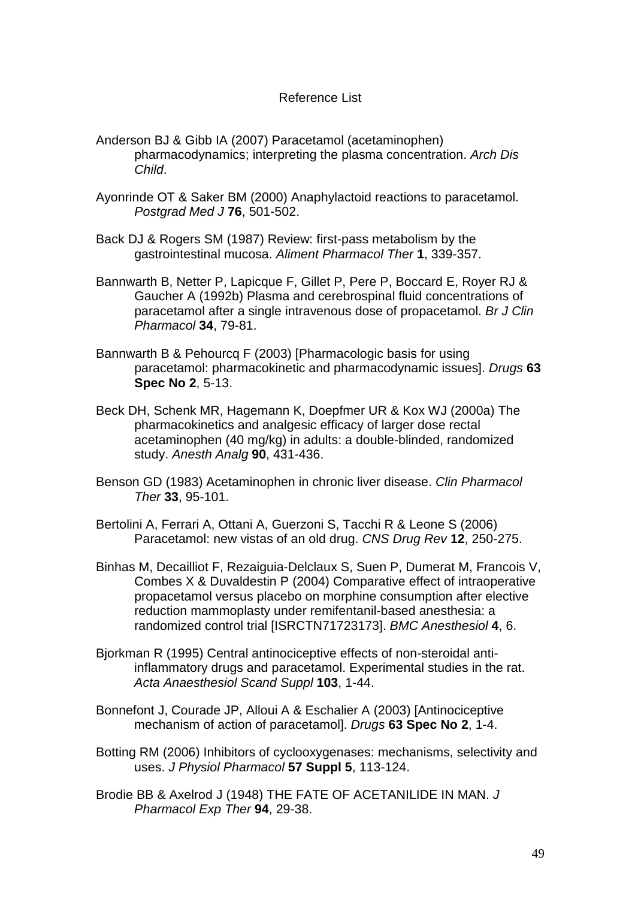# Reference List

Anderson BJ & Gibb IA (2007) Paracetamol (acetaminophen) pharmacodynamics; interpreting the plasma concentration. *Arch Dis Child*.

Ayonrinde OT & Saker BM (2000) Anaphylactoid reactions to paracetamol. *Postgrad Med J* **76**, 501-502.

Back DJ & Rogers SM (1987) Review: first-pass metabolism by the gastrointestinal mucosa. *Aliment Pharmacol Ther* **1**, 339-357.

Bannwarth B, Netter P, Lapicque F, Gillet P, Pere P, Boccard E, Royer RJ & Gaucher A (1992b) Plasma and cerebrospinal fluid concentrations of paracetamol after a single intravenous dose of propacetamol. *Br J Clin Pharmacol* **34**, 79-81.

Bannwarth B & Pehourcq F (2003) [Pharmacologic basis for using paracetamol: pharmacokinetic and pharmacodynamic issues]. *Drugs* **63 Spec No 2**, 5-13.

Beck DH, Schenk MR, Hagemann K, Doepfmer UR & Kox WJ (2000a) The pharmacokinetics and analgesic efficacy of larger dose rectal acetaminophen (40 mg/kg) in adults: a double-blinded, randomized study. *Anesth Analg* **90**, 431-436.

Benson GD (1983) Acetaminophen in chronic liver disease. *Clin Pharmacol Ther* **33**, 95-101.

Bertolini A, Ferrari A, Ottani A, Guerzoni S, Tacchi R & Leone S (2006) Paracetamol: new vistas of an old drug. *CNS Drug Rev* **12**, 250-275.

Binhas M, Decailliot F, Rezaiguia-Delclaux S, Suen P, Dumerat M, Francois V, Combes X & Duvaldestin P (2004) Comparative effect of intraoperative propacetamol versus placebo on morphine consumption after elective reduction mammoplasty under remifentanil-based anesthesia: a randomized control trial [ISRCTN71723173]. *BMC Anesthesiol* **4**, 6.

Bjorkman R (1995) Central antinociceptive effects of non-steroidal anti-inflammatory drugs and paracetamol. Experimental studies in the rat. *Acta Anaesthesiol Scand Suppl* **103**, 1-44.

Bonnefont J, Courade JP, Alloui A & Eschalier A (2003) [Antinociceptive mechanism of action of paracetamol]. *Drugs* **63 Spec No 2**, 1-4.

Botting RM (2006) Inhibitors of cyclooxygenases: mechanisms, selectivity and uses. *J Physiol Pharmacol* **57 Suppl 5**, 113-124.

Brodie BB & Axelrod J (1948) THE FATE OF ACETANILIDE IN MAN. *J Pharmacol Exp Ther* **94**, 29-38.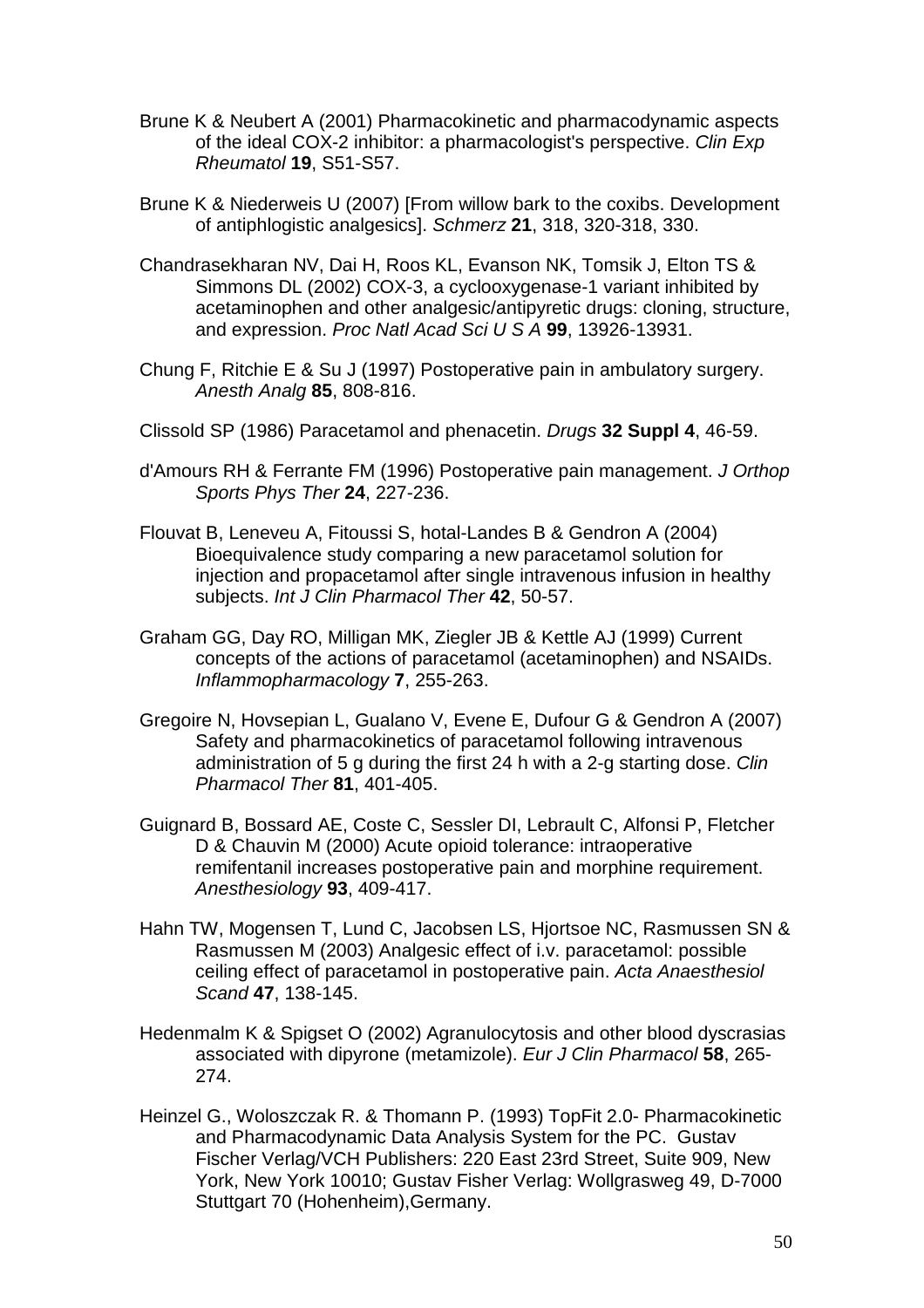Brune K & Neubert A (2001) Pharmacokinetic and pharmacodynamic aspects of the ideal COX-2 inhibitor: a pharmacologist's perspective. *Clin Exp Rheumatol* **19**, S51-S57.

Brune K & Niederweis U (2007) [From willow bark to the coxibs. Development of antiphlogistic analgesics]. *Schmerz* **21**, 318, 320-318, 330.

Chandrasekharan NV, Dai H, Roos KL, Evanson NK, Tomsik J, Elton TS & Simmons DL (2002) COX-3, a cyclooxygenase-1 variant inhibited by acetaminophen and other analgesic/antipyretic drugs: cloning, structure, and expression. *Proc Natl Acad Sci U S A* **99**, 13926-13931.

Chung F, Ritchie E & Su J (1997) Postoperative pain in ambulatory surgery. *Anesth Analg* **85**, 808-816.

Clissold SP (1986) Paracetamol and phenacetin. *Drugs* **32 Suppl 4**, 46-59.

d'Amours RH & Ferrante FM (1996) Postoperative pain management. *J Orthop Sports Phys Ther* **24**, 227-236.

Flouvat B, Leneveu A, Fitoussi S, hotal-Landes B & Gendron A (2004) Bioequivalence study comparing a new paracetamol solution for injection and propacetamol after single intravenous infusion in healthy subjects. *Int J Clin Pharmacol Ther* **42**, 50-57.

Graham GG, Day RO, Milligan MK, Ziegler JB & Kettle AJ (1999) Current concepts of the actions of paracetamol (acetaminophen) and NSAIDs. *Inflammopharmacology* **7**, 255-263.

Gregoire N, Hovsepian L, Gualano V, Evene E, Dufour G & Gendron A (2007) Safety and pharmacokinetics of paracetamol following intravenous administration of 5 g during the first 24 h with a 2-g starting dose. *Clin Pharmacol Ther* **81**, 401-405.

Guignard B, Bossard AE, Coste C, Sessler DI, Lebrault C, Alfonsi P, Fletcher D & Chauvin M (2000) Acute opioid tolerance: intraoperative remifentanil increases postoperative pain and morphine requirement. *Anesthesiology* **93**, 409-417.

Hahn TW, Mogensen T, Lund C, Jacobsen LS, Hjortsoe NC, Rasmussen SN & Rasmussen M (2003) Analgesic effect of i.v. paracetamol: possible ceiling effect of paracetamol in postoperative pain. *Acta Anaesthesiol Scand* **47**, 138-145.

Hedenmalm K & Spigset O (2002) Agranulocytosis and other blood dyscrasias associated with dipyrone (metamizole). *Eur J Clin Pharmacol* **58**, 265-274.

Heinzel G., Woloszczak R. & Thomann P. (1993) TopFit 2.0- Pharmacokinetic and Pharmacodynamic Data Analysis System for the PC. Gustav Fischer Verlag/VCH Publishers: 220 East 23rd Street, Suite 909, New York, New York 10010; Gustav Fisher Verlag: Wollgrasweg 49, D-7000 Stuttgart 70 (Hohenheim),Germany.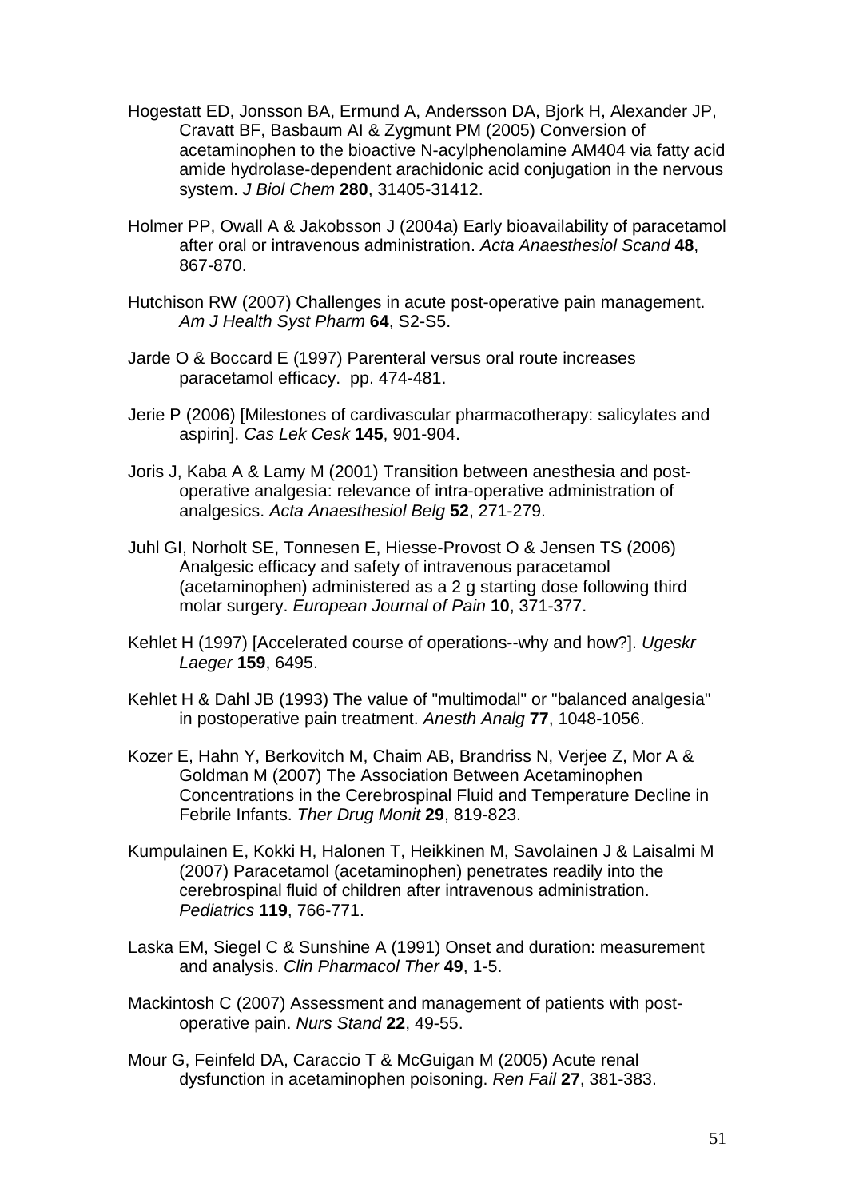Hogestatt ED, Jonsson BA, Ermund A, Andersson DA, Bjork H, Alexander JP, Cravatt BF, Basbaum AI & Zygmunt PM (2005) Conversion of acetaminophen to the bioactive N-acylphenolamine AM404 via fatty acid amide hydrolase-dependent arachidonic acid conjugation in the nervous system. *J Biol Chem* **280**, 31405-31412.

Holmer PP, Owall A & Jakobsson J (2004a) Early bioavailability of paracetamol after oral or intravenous administration. *Acta Anaesthesiol Scand* **48**, 867-870.

Hutchison RW (2007) Challenges in acute post-operative pain management. *Am J Health Syst Pharm* **64**, S2-S5.

Jarde O & Boccard E (1997) Parenteral versus oral route increases paracetamol efficacy. pp. 474-481.

Jerie P (2006) [Milestones of cardivascular pharmacotherapy: salicylates and aspirin]. *Cas Lek Cesk* **145**, 901-904.

Joris J, Kaba A & Lamy M (2001) Transition between anesthesia and post-operative analgesia: relevance of intra-operative administration of analgesics. *Acta Anaesthesiol Belg* **52**, 271-279.

Juhl GI, Norholt SE, Tonnesen E, Hiesse-Provost O & Jensen TS (2006) Analgesic efficacy and safety of intravenous paracetamol (acetaminophen) administered as a 2 g starting dose following third molar surgery. *European Journal of Pain* **10**, 371-377.

Kehlet H (1997) [Accelerated course of operations--why and how?]. *Ugeskr Laeger* **159**, 6495.

Kehlet H & Dahl JB (1993) The value of "multimodal" or "balanced analgesia" in postoperative pain treatment. *Anesth Analg* **77**, 1048-1056.

Kozer E, Hahn Y, Berkovitch M, Chaim AB, Brandriss N, Verjee Z, Mor A & Goldman M (2007) The Association Between Acetaminophen Concentrations in the Cerebrospinal Fluid and Temperature Decline in Febrile Infants. *Ther Drug Monit* **29**, 819-823.

Kumpulainen E, Kokki H, Halonen T, Heikkinen M, Savolainen J & Laisalmi M (2007) Paracetamol (acetaminophen) penetrates readily into the cerebrospinal fluid of children after intravenous administration. *Pediatrics* **119**, 766-771.

Laska EM, Siegel C & Sunshine A (1991) Onset and duration: measurement and analysis. *Clin Pharmacol Ther* **49**, 1-5.

Mackintosh C (2007) Assessment and management of patients with post-operative pain. *Nurs Stand* **22**, 49-55.

Mour G, Feinfeld DA, Caraccio T & McGuigan M (2005) Acute renal dysfunction in acetaminophen poisoning. *Ren Fail* **27**, 381-383.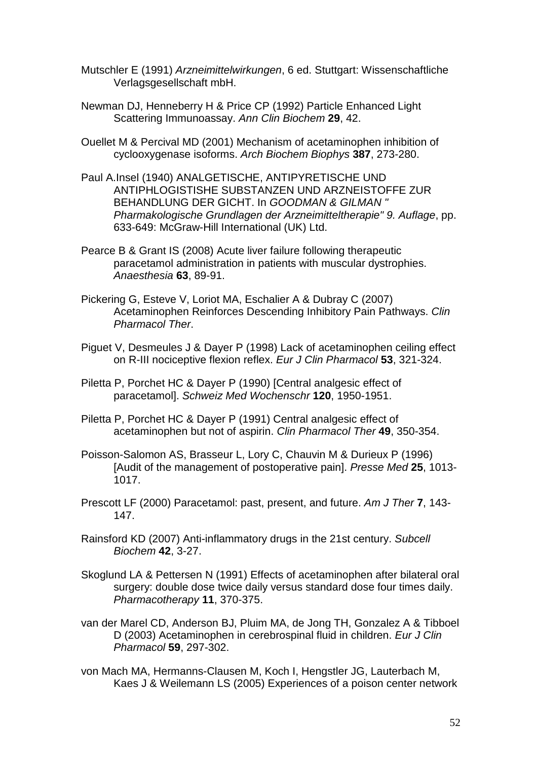Mutschler E (1991) *Arzneimittelwirkungen*, 6 ed. Stuttgart: Wissenschaftliche Verlagsgesellschaft mbH.

Newman DJ, Henneberry H & Price CP (1992) Particle Enhanced Light Scattering Immunoassay. *Ann Clin Biochem* **29**, 42.

Ouellet M & Percival MD (2001) Mechanism of acetaminophen inhibition of cyclooxygenase isoforms. *Arch Biochem Biophys* **387**, 273-280.

Paul A.Insel (1940) ANALGETISCHE, ANTIPYRETISCHE UND ANTIPHLOGISTISHE SUBSTANZEN UND ARZNEISTOFFE ZUR BEHANDLUNG DER GICHT. In *GOODMAN & GILMAN " Pharmakologische Grundlagen der Arzneimitteltherapie" 9. Auflage*, pp. 633-649: McGraw-Hill International (UK) Ltd.

Pearce B & Grant IS (2008) Acute liver failure following therapeutic paracetamol administration in patients with muscular dystrophies. *Anaesthesia* **63**, 89-91.

Pickering G, Esteve V, Loriot MA, Eschalier A & Dubray C (2007) Acetaminophen Reinforces Descending Inhibitory Pain Pathways. *Clin Pharmacol Ther*.

Piguet V, Desmeules J & Dayer P (1998) Lack of acetaminophen ceiling effect on R-III nociceptive flexion reflex. *Eur J Clin Pharmacol* **53**, 321-324.

Piletta P, Porchet HC & Dayer P (1990) [Central analgesic effect of paracetamol]. *Schweiz Med Wochenschr* **120**, 1950-1951.

Piletta P, Porchet HC & Dayer P (1991) Central analgesic effect of acetaminophen but not of aspirin. *Clin Pharmacol Ther* **49**, 350-354.

Poisson-Salomon AS, Brasseur L, Lory C, Chauvin M & Durieux P (1996) [Audit of the management of postoperative pain]. *Presse Med* **25**, 1013-1017.

Prescott LF (2000) Paracetamol: past, present, and future. *Am J Ther* **7**, 143-147.

Rainsford KD (2007) Anti-inflammatory drugs in the 21st century. *Subcell Biochem* **42**, 3-27.

Skoglund LA & Pettersen N (1991) Effects of acetaminophen after bilateral oral surgery: double dose twice daily versus standard dose four times daily. *Pharmacotherapy* **11**, 370-375.

van der Marel CD, Anderson BJ, Pluim MA, de Jong TH, Gonzalez A & Tibboel D (2003) Acetaminophen in cerebrospinal fluid in children. *Eur J Clin Pharmacol* **59**, 297-302.

von Mach MA, Hermanns-Clausen M, Koch I, Hengstler JG, Lauterbach M, Kaes J & Weilemann LS (2005) Experiences of a poison center network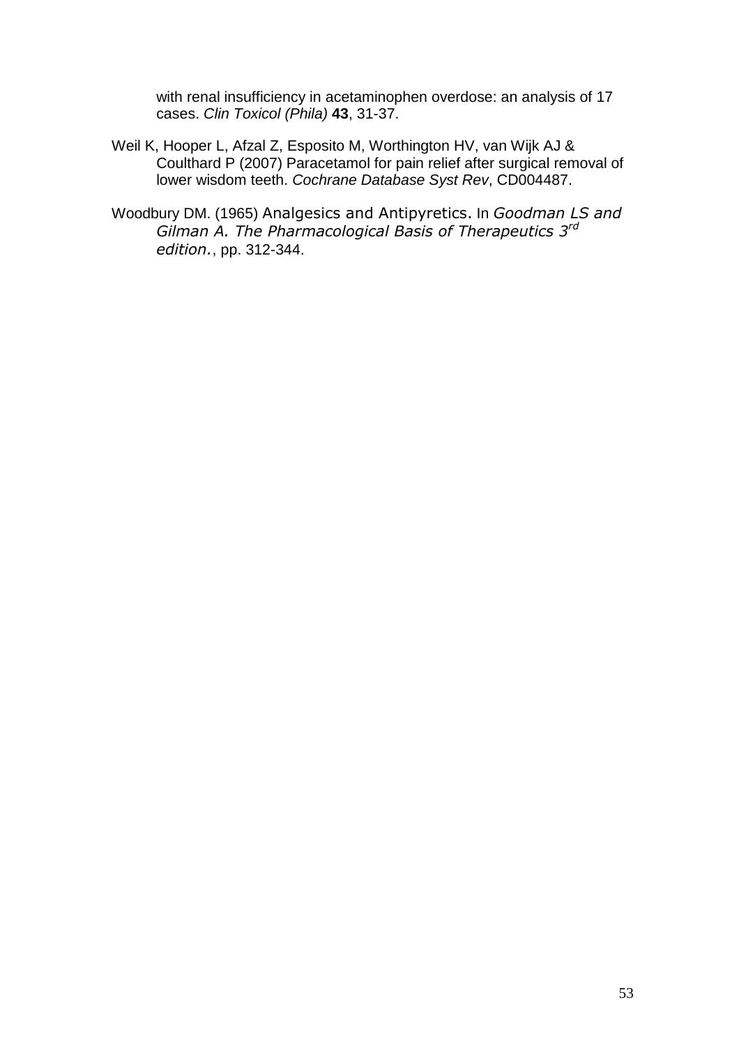with renal insufficiency in acetaminophen overdose: an analysis of 17 cases. *Clin Toxicol (Phila)* **43**, 31-37.

Weil K, Hooper L, Afzal Z, Esposito M, Worthington HV, van Wijk AJ & Coulthard P (2007) Paracetamol for pain relief after surgical removal of lower wisdom teeth. *Cochrane Database Syst Rev*, CD004487.

Woodbury DM. (1965) Analgesics and Antipyretics. In *Goodman LS and Gilman A. The Pharmacological Basis of Therapeutics 3rd edition.*, pp. 312-344.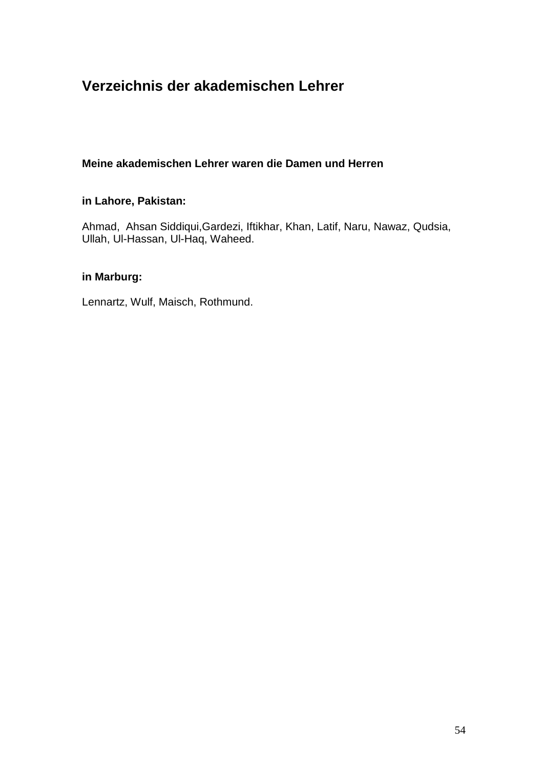## Verzeichnis der akademischen Lehrer

**Meine akademischen Lehrer waren die Damen und Herren**

**in Lahore, Pakistan:**

Ahmad, Ahsan Siddiqui,Gardezi, Iftikhar, Khan, Latif, Naru, Nawaz, Qudsia, Ullah, Ul-Hassan, Ul-Haq, Waheed.

**in Marburg:**

Lennartz, Wulf, Maisch, Rothmund.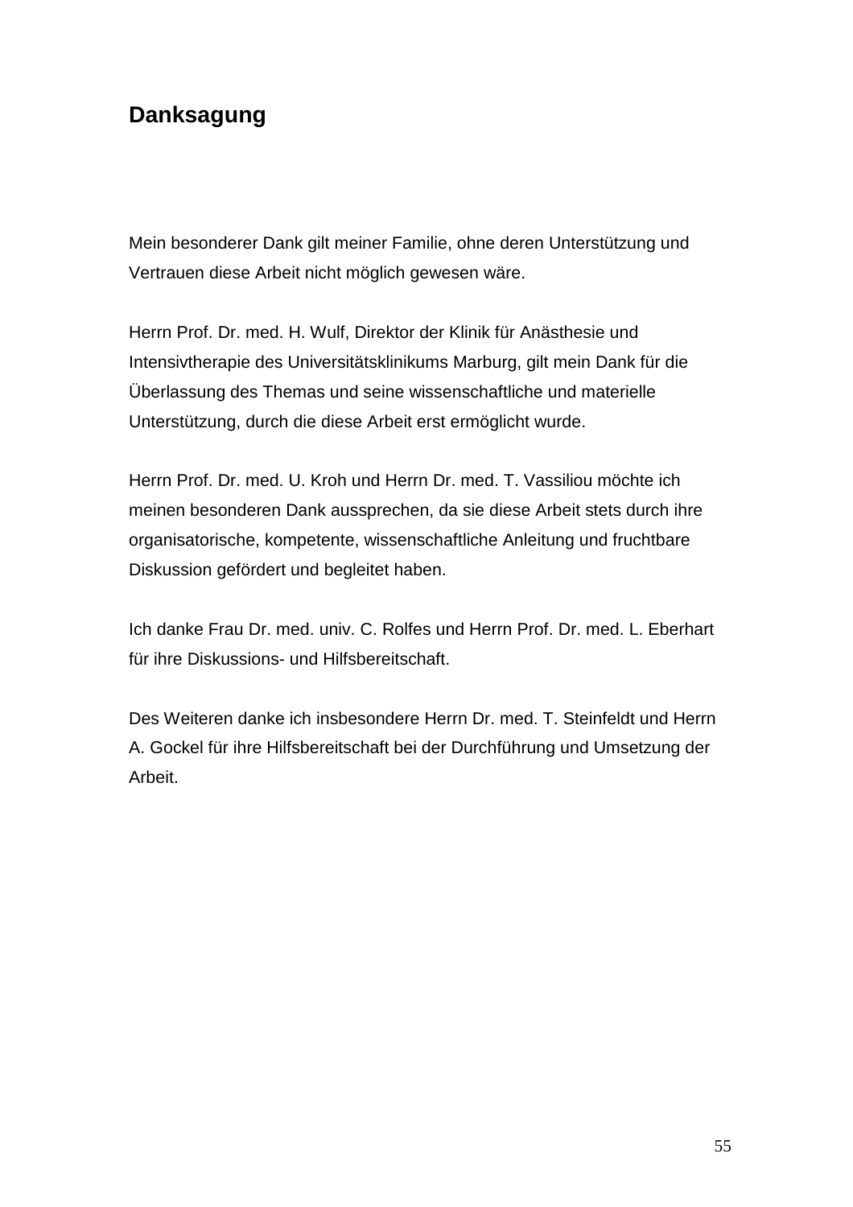# Danksagung

Mein besonderer Dank gilt meiner Familie, ohne deren Unterstützung und Vertrauen diese Arbeit nicht möglich gewesen wäre.

Herrn Prof. Dr. med. H. Wulf, Direktor der Klinik für Anästhesie und Intensivtherapie des Universitätsklinikums Marburg, gilt mein Dank für die Überlassung des Themas und seine wissenschaftliche und materielle Unterstützung, durch die diese Arbeit erst ermöglicht wurde.

Herrn Prof. Dr. med. U. Kroh und Herrn Dr. med. T. Vassiliou möchte ich meinen besonderen Dank aussprechen, da sie diese Arbeit stets durch ihre organisatorische, kompetente, wissenschaftliche Anleitung und fruchtbare Diskussion gefördert und begleitet haben.

Ich danke Frau Dr. med. univ. C. Rolfes und Herrn Prof. Dr. med. L. Eberhart für ihre Diskussions- und Hilfsbereitschaft.

Des Weiteren danke ich insbesondere Herrn Dr. med. T. Steinfeldt und Herrn A. Gockel für ihre Hilfsbereitschaft bei der Durchführung und Umsetzung der Arbeit.